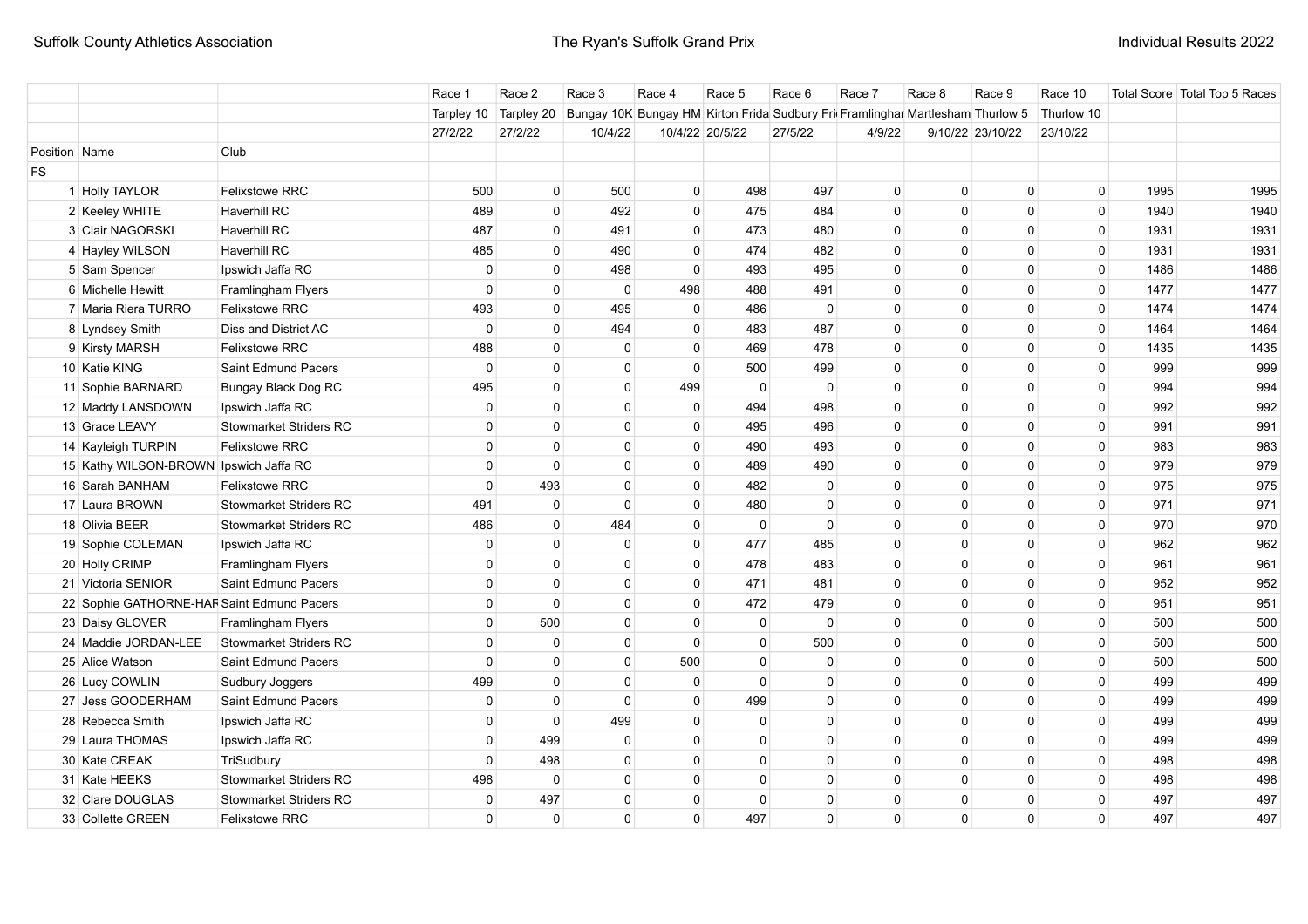| | | | Race 1 | Race 2 | Race 3 | Race 4 | Race 5 | Race 6 | Race 7 | Race 8 | Race 9 | Race 10 | Total Score | Total Top 5 Races |
|---|---|---|---|---|---|---|---|---|---|---|---|---|---|---|
| | | | Tarpley 10 | Tarpley 20 | Bungay 10K | Bungay HM | Kirton Frida | Sudbury Fri | Framlinghar | Martlesham | Thurlow 5 | Thurlow 10 | | |
| | | | 27/2/22 | 27/2/22 | 10/4/22 | 10/4/22 | 20/5/22 | 27/5/22 | 4/9/22 | 9/10/22 | 23/10/22 | 23/10/22 | | |
| Position | Name | Club | | | | | | | | | | | | |
| FS | | | | | | | | | | | | | | |
| 1 | Holly TAYLOR | Felixstowe RRC | 500 | 0 | 500 | 0 | 498 | 497 | 0 | 0 | 0 | 0 | 1995 | 1995 |
| 2 | Keeley WHITE | Haverhill RC | 489 | 0 | 492 | 0 | 475 | 484 | 0 | 0 | 0 | 0 | 1940 | 1940 |
| 3 | Clair NAGORSKI | Haverhill RC | 487 | 0 | 491 | 0 | 473 | 480 | 0 | 0 | 0 | 0 | 1931 | 1931 |
| 4 | Hayley WILSON | Haverhill RC | 485 | 0 | 490 | 0 | 474 | 482 | 0 | 0 | 0 | 0 | 1931 | 1931 |
| 5 | Sam Spencer | Ipswich Jaffa RC | 0 | 0 | 498 | 0 | 493 | 495 | 0 | 0 | 0 | 0 | 1486 | 1486 |
| 6 | Michelle Hewitt | Framlingham Flyers | 0 | 0 | 0 | 498 | 488 | 491 | 0 | 0 | 0 | 0 | 1477 | 1477 |
| 7 | Maria Riera TURRO | Felixstowe RRC | 493 | 0 | 495 | 0 | 486 | 0 | 0 | 0 | 0 | 0 | 1474 | 1474 |
| 8 | Lyndsey Smith | Diss and District AC | 0 | 0 | 494 | 0 | 483 | 487 | 0 | 0 | 0 | 0 | 1464 | 1464 |
| 9 | Kirsty MARSH | Felixstowe RRC | 488 | 0 | 0 | 0 | 469 | 478 | 0 | 0 | 0 | 0 | 1435 | 1435 |
| 10 | Katie KING | Saint Edmund Pacers | 0 | 0 | 0 | 0 | 500 | 499 | 0 | 0 | 0 | 0 | 999 | 999 |
| 11 | Sophie BARNARD | Bungay Black Dog RC | 495 | 0 | 0 | 499 | 0 | 0 | 0 | 0 | 0 | 0 | 994 | 994 |
| 12 | Maddy LANSDOWN | Ipswich Jaffa RC | 0 | 0 | 0 | 0 | 494 | 498 | 0 | 0 | 0 | 0 | 992 | 992 |
| 13 | Grace LEAVY | Stowmarket Striders RC | 0 | 0 | 0 | 0 | 495 | 496 | 0 | 0 | 0 | 0 | 991 | 991 |
| 14 | Kayleigh TURPIN | Felixstowe RRC | 0 | 0 | 0 | 0 | 490 | 493 | 0 | 0 | 0 | 0 | 983 | 983 |
| 15 | Kathy WILSON-BROWN | Ipswich Jaffa RC | 0 | 0 | 0 | 0 | 489 | 490 | 0 | 0 | 0 | 0 | 979 | 979 |
| 16 | Sarah BANHAM | Felixstowe RRC | 0 | 493 | 0 | 0 | 482 | 0 | 0 | 0 | 0 | 0 | 975 | 975 |
| 17 | Laura BROWN | Stowmarket Striders RC | 491 | 0 | 0 | 0 | 480 | 0 | 0 | 0 | 0 | 0 | 971 | 971 |
| 18 | Olivia BEER | Stowmarket Striders RC | 486 | 0 | 484 | 0 | 0 | 0 | 0 | 0 | 0 | 0 | 970 | 970 |
| 19 | Sophie COLEMAN | Ipswich Jaffa RC | 0 | 0 | 0 | 0 | 477 | 485 | 0 | 0 | 0 | 0 | 962 | 962 |
| 20 | Holly CRIMP | Framlingham Flyers | 0 | 0 | 0 | 0 | 478 | 483 | 0 | 0 | 0 | 0 | 961 | 961 |
| 21 | Victoria SENIOR | Saint Edmund Pacers | 0 | 0 | 0 | 0 | 471 | 481 | 0 | 0 | 0 | 0 | 952 | 952 |
| 22 | Sophie GATHORNE-HAR | Saint Edmund Pacers | 0 | 0 | 0 | 0 | 472 | 479 | 0 | 0 | 0 | 0 | 951 | 951 |
| 23 | Daisy GLOVER | Framlingham Flyers | 0 | 500 | 0 | 0 | 0 | 0 | 0 | 0 | 0 | 0 | 500 | 500 |
| 24 | Maddie JORDAN-LEE | Stowmarket Striders RC | 0 | 0 | 0 | 0 | 0 | 500 | 0 | 0 | 0 | 0 | 500 | 500 |
| 25 | Alice Watson | Saint Edmund Pacers | 0 | 0 | 0 | 500 | 0 | 0 | 0 | 0 | 0 | 0 | 500 | 500 |
| 26 | Lucy COWLIN | Sudbury Joggers | 499 | 0 | 0 | 0 | 0 | 0 | 0 | 0 | 0 | 0 | 499 | 499 |
| 27 | Jess GOODERHAM | Saint Edmund Pacers | 0 | 0 | 0 | 0 | 499 | 0 | 0 | 0 | 0 | 0 | 499 | 499 |
| 28 | Rebecca Smith | Ipswich Jaffa RC | 0 | 0 | 499 | 0 | 0 | 0 | 0 | 0 | 0 | 0 | 499 | 499 |
| 29 | Laura THOMAS | Ipswich Jaffa RC | 0 | 499 | 0 | 0 | 0 | 0 | 0 | 0 | 0 | 0 | 499 | 499 |
| 30 | Kate CREAK | TriSudbury | 0 | 498 | 0 | 0 | 0 | 0 | 0 | 0 | 0 | 0 | 498 | 498 |
| 31 | Kate HEEKS | Stowmarket Striders RC | 498 | 0 | 0 | 0 | 0 | 0 | 0 | 0 | 0 | 0 | 498 | 498 |
| 32 | Clare DOUGLAS | Stowmarket Striders RC | 0 | 497 | 0 | 0 | 0 | 0 | 0 | 0 | 0 | 0 | 497 | 497 |
| 33 | Collette GREEN | Felixstowe RRC | 0 | 0 | 0 | 0 | 497 | 0 | 0 | 0 | 0 | 0 | 497 | 497 |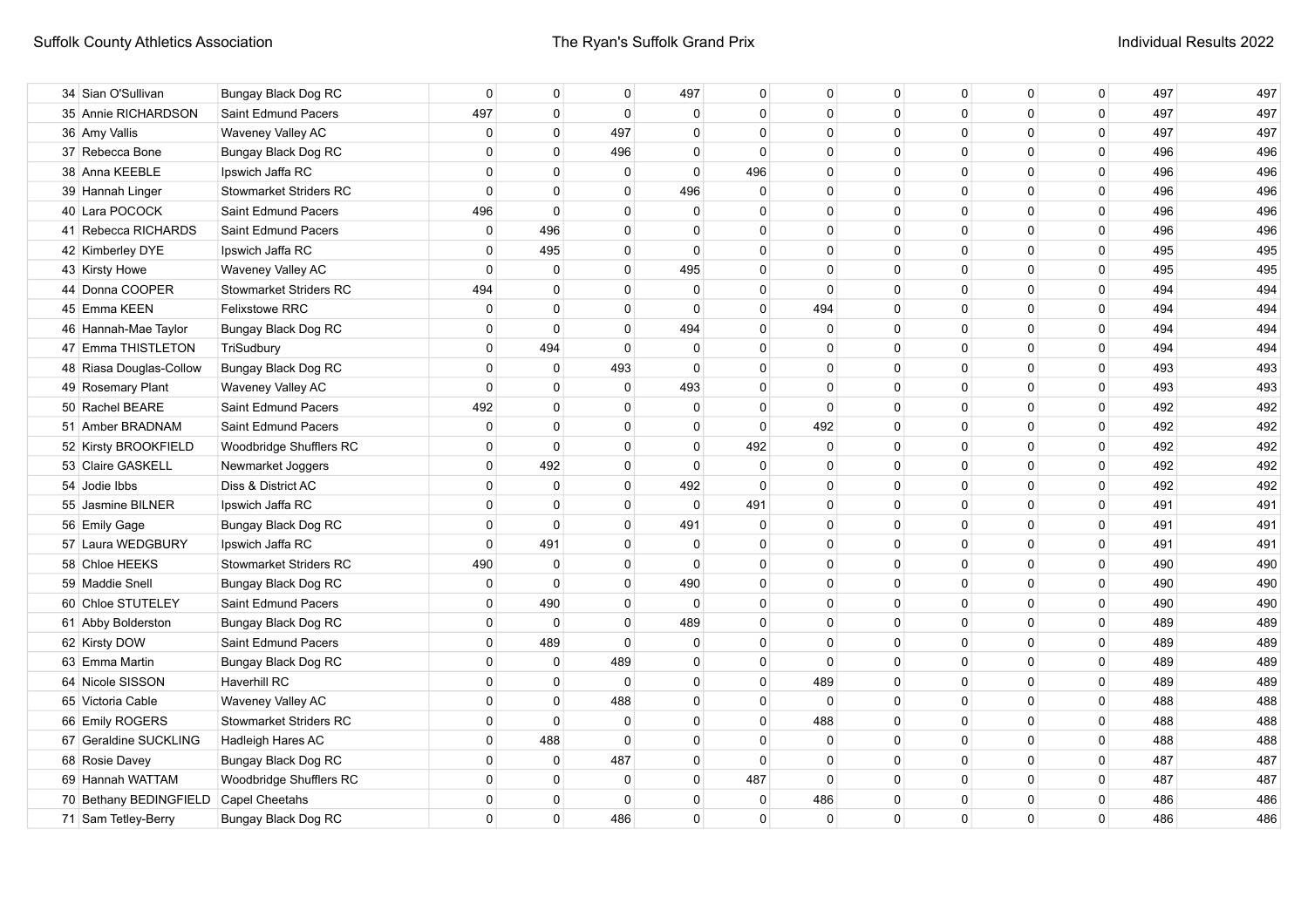| 34 | Sian O'Sullivan | Bungay Black Dog RC | 0 | 0 | 0 | 497 | 0 | 0 | 0 | 0 | 0 | 0 | 497 | 497 |
|---|---|---|---|---|---|---|---|---|---|---|---|---|---|---|
| 35 | Annie RICHARDSON | Saint Edmund Pacers | 497 | 0 | 0 | 0 | 0 | 0 | 0 | 0 | 0 | 0 | 497 | 497 |
| 36 | Amy Vallis | Waveney Valley AC | 0 | 0 | 497 | 0 | 0 | 0 | 0 | 0 | 0 | 0 | 497 | 497 |
| 37 | Rebecca Bone | Bungay Black Dog RC | 0 | 0 | 496 | 0 | 0 | 0 | 0 | 0 | 0 | 0 | 496 | 496 |
| 38 | Anna KEEBLE | Ipswich Jaffa RC | 0 | 0 | 0 | 0 | 496 | 0 | 0 | 0 | 0 | 0 | 496 | 496 |
| 39 | Hannah Linger | Stowmarket Striders RC | 0 | 0 | 0 | 496 | 0 | 0 | 0 | 0 | 0 | 0 | 496 | 496 |
| 40 | Lara POCOCK | Saint Edmund Pacers | 496 | 0 | 0 | 0 | 0 | 0 | 0 | 0 | 0 | 0 | 496 | 496 |
| 41 | Rebecca RICHARDS | Saint Edmund Pacers | 0 | 496 | 0 | 0 | 0 | 0 | 0 | 0 | 0 | 0 | 496 | 496 |
| 42 | Kimberley DYE | Ipswich Jaffa RC | 0 | 495 | 0 | 0 | 0 | 0 | 0 | 0 | 0 | 0 | 495 | 495 |
| 43 | Kirsty Howe | Waveney Valley AC | 0 | 0 | 0 | 495 | 0 | 0 | 0 | 0 | 0 | 0 | 495 | 495 |
| 44 | Donna COOPER | Stowmarket Striders RC | 494 | 0 | 0 | 0 | 0 | 0 | 0 | 0 | 0 | 0 | 494 | 494 |
| 45 | Emma KEEN | Felixstowe RRC | 0 | 0 | 0 | 0 | 0 | 494 | 0 | 0 | 0 | 0 | 494 | 494 |
| 46 | Hannah-Mae Taylor | Bungay Black Dog RC | 0 | 0 | 0 | 494 | 0 | 0 | 0 | 0 | 0 | 0 | 494 | 494 |
| 47 | Emma THISTLETON | TriSudbury | 0 | 494 | 0 | 0 | 0 | 0 | 0 | 0 | 0 | 0 | 494 | 494 |
| 48 | Riasa Douglas-Collow | Bungay Black Dog RC | 0 | 0 | 493 | 0 | 0 | 0 | 0 | 0 | 0 | 0 | 493 | 493 |
| 49 | Rosemary Plant | Waveney Valley AC | 0 | 0 | 0 | 493 | 0 | 0 | 0 | 0 | 0 | 0 | 493 | 493 |
| 50 | Rachel BEARE | Saint Edmund Pacers | 492 | 0 | 0 | 0 | 0 | 0 | 0 | 0 | 0 | 0 | 492 | 492 |
| 51 | Amber BRADNAM | Saint Edmund Pacers | 0 | 0 | 0 | 0 | 0 | 492 | 0 | 0 | 0 | 0 | 492 | 492 |
| 52 | Kirsty BROOKFIELD | Woodbridge Shufflers RC | 0 | 0 | 0 | 0 | 492 | 0 | 0 | 0 | 0 | 0 | 492 | 492 |
| 53 | Claire GASKELL | Newmarket Joggers | 0 | 492 | 0 | 0 | 0 | 0 | 0 | 0 | 0 | 0 | 492 | 492 |
| 54 | Jodie Ibbs | Diss & District AC | 0 | 0 | 0 | 492 | 0 | 0 | 0 | 0 | 0 | 0 | 492 | 492 |
| 55 | Jasmine BILNER | Ipswich Jaffa RC | 0 | 0 | 0 | 0 | 491 | 0 | 0 | 0 | 0 | 0 | 491 | 491 |
| 56 | Emily Gage | Bungay Black Dog RC | 0 | 0 | 0 | 491 | 0 | 0 | 0 | 0 | 0 | 0 | 491 | 491 |
| 57 | Laura WEDGBURY | Ipswich Jaffa RC | 0 | 491 | 0 | 0 | 0 | 0 | 0 | 0 | 0 | 0 | 491 | 491 |
| 58 | Chloe HEEKS | Stowmarket Striders RC | 490 | 0 | 0 | 0 | 0 | 0 | 0 | 0 | 0 | 0 | 490 | 490 |
| 59 | Maddie Snell | Bungay Black Dog RC | 0 | 0 | 0 | 490 | 0 | 0 | 0 | 0 | 0 | 0 | 490 | 490 |
| 60 | Chloe STUTELEY | Saint Edmund Pacers | 0 | 490 | 0 | 0 | 0 | 0 | 0 | 0 | 0 | 0 | 490 | 490 |
| 61 | Abby Bolderston | Bungay Black Dog RC | 0 | 0 | 0 | 489 | 0 | 0 | 0 | 0 | 0 | 0 | 489 | 489 |
| 62 | Kirsty DOW | Saint Edmund Pacers | 0 | 489 | 0 | 0 | 0 | 0 | 0 | 0 | 0 | 0 | 489 | 489 |
| 63 | Emma Martin | Bungay Black Dog RC | 0 | 0 | 489 | 0 | 0 | 0 | 0 | 0 | 0 | 0 | 489 | 489 |
| 64 | Nicole SISSON | Haverhill RC | 0 | 0 | 0 | 0 | 0 | 489 | 0 | 0 | 0 | 0 | 489 | 489 |
| 65 | Victoria Cable | Waveney Valley AC | 0 | 0 | 488 | 0 | 0 | 0 | 0 | 0 | 0 | 0 | 488 | 488 |
| 66 | Emily ROGERS | Stowmarket Striders RC | 0 | 0 | 0 | 0 | 0 | 488 | 0 | 0 | 0 | 0 | 488 | 488 |
| 67 | Geraldine SUCKLING | Hadleigh Hares AC | 0 | 488 | 0 | 0 | 0 | 0 | 0 | 0 | 0 | 0 | 488 | 488 |
| 68 | Rosie Davey | Bungay Black Dog RC | 0 | 0 | 487 | 0 | 0 | 0 | 0 | 0 | 0 | 0 | 487 | 487 |
| 69 | Hannah WATTAM | Woodbridge Shufflers RC | 0 | 0 | 0 | 0 | 487 | 0 | 0 | 0 | 0 | 0 | 487 | 487 |
| 70 | Bethany BEDINGFIELD | Capel Cheetahs | 0 | 0 | 0 | 0 | 0 | 486 | 0 | 0 | 0 | 0 | 486 | 486 |
| 71 | Sam Tetley-Berry | Bungay Black Dog RC | 0 | 0 | 486 | 0 | 0 | 0 | 0 | 0 | 0 | 0 | 486 | 486 |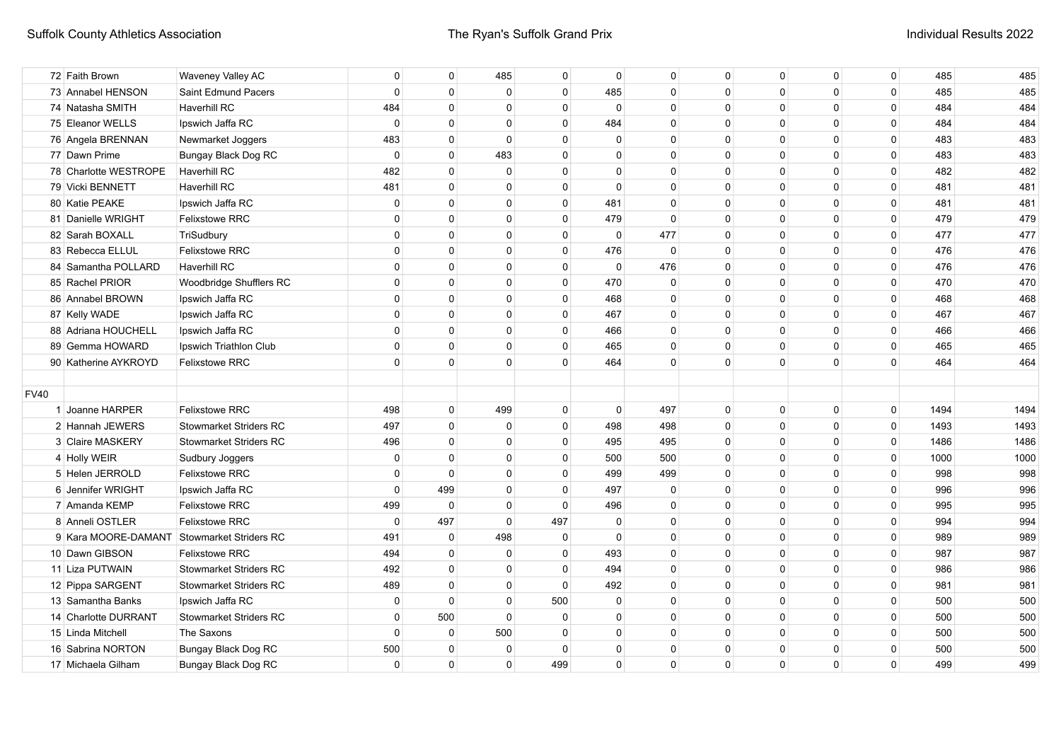| | | | | | | | | | | | | | |
|---|---|---|---|---|---|---|---|---|---|---|---|---|---|
| 72 | Faith Brown | Waveney Valley AC | 0 | 0 | 485 | 0 | 0 | 0 | 0 | 0 | 0 | 0 | 485 | 485 |
| 73 | Annabel HENSON | Saint Edmund Pacers | 0 | 0 | 0 | 0 | 485 | 0 | 0 | 0 | 0 | 0 | 485 | 485 |
| 74 | Natasha SMITH | Haverhill RC | 484 | 0 | 0 | 0 | 0 | 0 | 0 | 0 | 0 | 0 | 484 | 484 |
| 75 | Eleanor WELLS | Ipswich Jaffa RC | 0 | 0 | 0 | 0 | 484 | 0 | 0 | 0 | 0 | 0 | 484 | 484 |
| 76 | Angela BRENNAN | Newmarket Joggers | 483 | 0 | 0 | 0 | 0 | 0 | 0 | 0 | 0 | 0 | 483 | 483 |
| 77 | Dawn Prime | Bungay Black Dog RC | 0 | 0 | 483 | 0 | 0 | 0 | 0 | 0 | 0 | 0 | 483 | 483 |
| 78 | Charlotte WESTROPE | Haverhill RC | 482 | 0 | 0 | 0 | 0 | 0 | 0 | 0 | 0 | 0 | 482 | 482 |
| 79 | Vicki BENNETT | Haverhill RC | 481 | 0 | 0 | 0 | 0 | 0 | 0 | 0 | 0 | 0 | 481 | 481 |
| 80 | Katie PEAKE | Ipswich Jaffa RC | 0 | 0 | 0 | 0 | 481 | 0 | 0 | 0 | 0 | 0 | 481 | 481 |
| 81 | Danielle WRIGHT | Felixstowe RRC | 0 | 0 | 0 | 0 | 479 | 0 | 0 | 0 | 0 | 0 | 479 | 479 |
| 82 | Sarah BOXALL | TriSudbury | 0 | 0 | 0 | 0 | 0 | 477 | 0 | 0 | 0 | 0 | 477 | 477 |
| 83 | Rebecca ELLUL | Felixstowe RRC | 0 | 0 | 0 | 0 | 476 | 0 | 0 | 0 | 0 | 0 | 476 | 476 |
| 84 | Samantha POLLARD | Haverhill RC | 0 | 0 | 0 | 0 | 0 | 476 | 0 | 0 | 0 | 0 | 476 | 476 |
| 85 | Rachel PRIOR | Woodbridge Shufflers RC | 0 | 0 | 0 | 0 | 470 | 0 | 0 | 0 | 0 | 0 | 470 | 470 |
| 86 | Annabel BROWN | Ipswich Jaffa RC | 0 | 0 | 0 | 0 | 468 | 0 | 0 | 0 | 0 | 0 | 468 | 468 |
| 87 | Kelly WADE | Ipswich Jaffa RC | 0 | 0 | 0 | 0 | 467 | 0 | 0 | 0 | 0 | 0 | 467 | 467 |
| 88 | Adriana HOUCHELL | Ipswich Jaffa RC | 0 | 0 | 0 | 0 | 466 | 0 | 0 | 0 | 0 | 0 | 466 | 466 |
| 89 | Gemma HOWARD | Ipswich Triathlon Club | 0 | 0 | 0 | 0 | 465 | 0 | 0 | 0 | 0 | 0 | 465 | 465 |
| 90 | Katherine AYKROYD | Felixstowe RRC | 0 | 0 | 0 | 0 | 464 | 0 | 0 | 0 | 0 | 0 | 464 | 464 |
| | | | | | | | | | | | | | | |
| FV40 | | | | | | | | | | | | | | |
| 1 | Joanne HARPER | Felixstowe RRC | 498 | 0 | 499 | 0 | 0 | 497 | 0 | 0 | 0 | 0 | 1494 | 1494 |
| 2 | Hannah JEWERS | Stowmarket Striders RC | 497 | 0 | 0 | 0 | 498 | 498 | 0 | 0 | 0 | 0 | 1493 | 1493 |
| 3 | Claire MASKERY | Stowmarket Striders RC | 496 | 0 | 0 | 0 | 495 | 495 | 0 | 0 | 0 | 0 | 1486 | 1486 |
| 4 | Holly WEIR | Sudbury Joggers | 0 | 0 | 0 | 0 | 500 | 500 | 0 | 0 | 0 | 0 | 1000 | 1000 |
| 5 | Helen JERROLD | Felixstowe RRC | 0 | 0 | 0 | 0 | 499 | 499 | 0 | 0 | 0 | 0 | 998 | 998 |
| 6 | Jennifer WRIGHT | Ipswich Jaffa RC | 0 | 499 | 0 | 0 | 497 | 0 | 0 | 0 | 0 | 0 | 996 | 996 |
| 7 | Amanda KEMP | Felixstowe RRC | 499 | 0 | 0 | 0 | 496 | 0 | 0 | 0 | 0 | 0 | 995 | 995 |
| 8 | Anneli OSTLER | Felixstowe RRC | 0 | 497 | 0 | 497 | 0 | 0 | 0 | 0 | 0 | 0 | 994 | 994 |
| 9 | Kara MOORE-DAMANT | Stowmarket Striders RC | 491 | 0 | 498 | 0 | 0 | 0 | 0 | 0 | 0 | 0 | 989 | 989 |
| 10 | Dawn GIBSON | Felixstowe RRC | 494 | 0 | 0 | 0 | 493 | 0 | 0 | 0 | 0 | 0 | 987 | 987 |
| 11 | Liza PUTWAIN | Stowmarket Striders RC | 492 | 0 | 0 | 0 | 494 | 0 | 0 | 0 | 0 | 0 | 986 | 986 |
| 12 | Pippa SARGENT | Stowmarket Striders RC | 489 | 0 | 0 | 0 | 492 | 0 | 0 | 0 | 0 | 0 | 981 | 981 |
| 13 | Samantha Banks | Ipswich Jaffa RC | 0 | 0 | 0 | 500 | 0 | 0 | 0 | 0 | 0 | 0 | 500 | 500 |
| 14 | Charlotte DURRANT | Stowmarket Striders RC | 0 | 500 | 0 | 0 | 0 | 0 | 0 | 0 | 0 | 0 | 500 | 500 |
| 15 | Linda Mitchell | The Saxons | 0 | 0 | 500 | 0 | 0 | 0 | 0 | 0 | 0 | 0 | 500 | 500 |
| 16 | Sabrina NORTON | Bungay Black Dog RC | 500 | 0 | 0 | 0 | 0 | 0 | 0 | 0 | 0 | 0 | 500 | 500 |
| 17 | Michaela Gilham | Bungay Black Dog RC | 0 | 0 | 0 | 499 | 0 | 0 | 0 | 0 | 0 | 0 | 499 | 499 |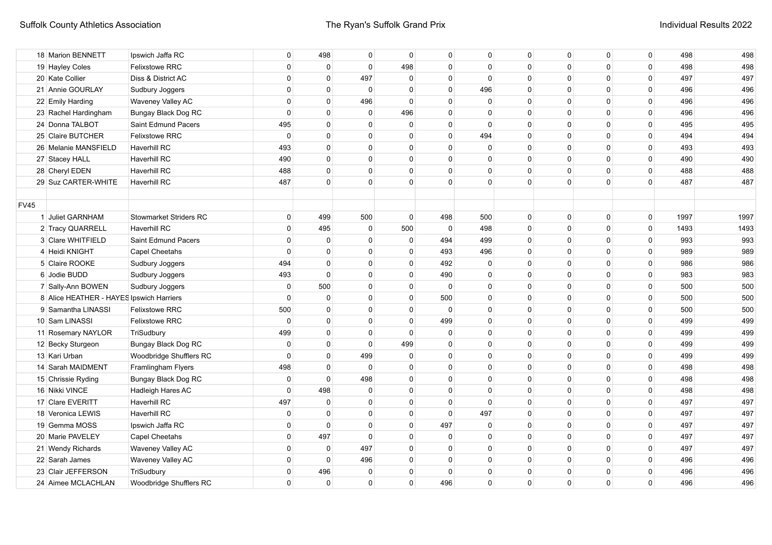| | | | | | | | | | | | | | |
|---|---|---|---|---|---|---|---|---|---|---|---|---|---|
| 18 | Marion BENNETT | Ipswich Jaffa RC | 0 | 498 | 0 | 0 | 0 | 0 | 0 | 0 | 0 | 0 | 498 | 498 |
| 19 | Hayley Coles | Felixstowe RRC | 0 | 0 | 0 | 498 | 0 | 0 | 0 | 0 | 0 | 0 | 498 | 498 |
| 20 | Kate Collier | Diss & District AC | 0 | 0 | 497 | 0 | 0 | 0 | 0 | 0 | 0 | 0 | 497 | 497 |
| 21 | Annie GOURLAY | Sudbury Joggers | 0 | 0 | 0 | 0 | 0 | 496 | 0 | 0 | 0 | 0 | 496 | 496 |
| 22 | Emily Harding | Waveney Valley AC | 0 | 0 | 496 | 0 | 0 | 0 | 0 | 0 | 0 | 0 | 496 | 496 |
| 23 | Rachel Hardingham | Bungay Black Dog RC | 0 | 0 | 0 | 496 | 0 | 0 | 0 | 0 | 0 | 0 | 496 | 496 |
| 24 | Donna TALBOT | Saint Edmund Pacers | 495 | 0 | 0 | 0 | 0 | 0 | 0 | 0 | 0 | 0 | 495 | 495 |
| 25 | Claire BUTCHER | Felixstowe RRC | 0 | 0 | 0 | 0 | 0 | 494 | 0 | 0 | 0 | 0 | 494 | 494 |
| 26 | Melanie MANSFIELD | Haverhill RC | 493 | 0 | 0 | 0 | 0 | 0 | 0 | 0 | 0 | 0 | 493 | 493 |
| 27 | Stacey HALL | Haverhill RC | 490 | 0 | 0 | 0 | 0 | 0 | 0 | 0 | 0 | 0 | 490 | 490 |
| 28 | Cheryl EDEN | Haverhill RC | 488 | 0 | 0 | 0 | 0 | 0 | 0 | 0 | 0 | 0 | 488 | 488 |
| 29 | Suz CARTER-WHITE | Haverhill RC | 487 | 0 | 0 | 0 | 0 | 0 | 0 | 0 | 0 | 0 | 487 | 487 |
| | | | | | | | | | | | | | | |
| FV45 | | | | | | | | | | | | | | |
| 1 | Juliet GARNHAM | Stowmarket Striders RC | 0 | 499 | 500 | 0 | 498 | 500 | 0 | 0 | 0 | 0 | 1997 | 1997 |
| 2 | Tracy QUARRELL | Haverhill RC | 0 | 495 | 0 | 500 | 0 | 498 | 0 | 0 | 0 | 0 | 1493 | 1493 |
| 3 | Clare WHITFIELD | Saint Edmund Pacers | 0 | 0 | 0 | 0 | 494 | 499 | 0 | 0 | 0 | 0 | 993 | 993 |
| 4 | Heidi KNIGHT | Capel Cheetahs | 0 | 0 | 0 | 0 | 493 | 496 | 0 | 0 | 0 | 0 | 989 | 989 |
| 5 | Claire ROOKE | Sudbury Joggers | 494 | 0 | 0 | 0 | 492 | 0 | 0 | 0 | 0 | 0 | 986 | 986 |
| 6 | Jodie BUDD | Sudbury Joggers | 493 | 0 | 0 | 0 | 490 | 0 | 0 | 0 | 0 | 0 | 983 | 983 |
| 7 | Sally-Ann BOWEN | Sudbury Joggers | 0 | 500 | 0 | 0 | 0 | 0 | 0 | 0 | 0 | 0 | 500 | 500 |
| 8 | Alice HEATHER - HAYES | Ipswich Harriers | 0 | 0 | 0 | 0 | 500 | 0 | 0 | 0 | 0 | 0 | 500 | 500 |
| 9 | Samantha LINASSI | Felixstowe RRC | 500 | 0 | 0 | 0 | 0 | 0 | 0 | 0 | 0 | 0 | 500 | 500 |
| 10 | Sam LINASSI | Felixstowe RRC | 0 | 0 | 0 | 0 | 499 | 0 | 0 | 0 | 0 | 0 | 499 | 499 |
| 11 | Rosemary NAYLOR | TriSudbury | 499 | 0 | 0 | 0 | 0 | 0 | 0 | 0 | 0 | 0 | 499 | 499 |
| 12 | Becky Sturgeon | Bungay Black Dog RC | 0 | 0 | 0 | 499 | 0 | 0 | 0 | 0 | 0 | 0 | 499 | 499 |
| 13 | Kari Urban | Woodbridge Shufflers RC | 0 | 0 | 499 | 0 | 0 | 0 | 0 | 0 | 0 | 0 | 499 | 499 |
| 14 | Sarah MAIDMENT | Framlingham Flyers | 498 | 0 | 0 | 0 | 0 | 0 | 0 | 0 | 0 | 0 | 498 | 498 |
| 15 | Chrissie Ryding | Bungay Black Dog RC | 0 | 0 | 498 | 0 | 0 | 0 | 0 | 0 | 0 | 0 | 498 | 498 |
| 16 | Nikki VINCE | Hadleigh Hares AC | 0 | 498 | 0 | 0 | 0 | 0 | 0 | 0 | 0 | 0 | 498 | 498 |
| 17 | Clare EVERITT | Haverhill RC | 497 | 0 | 0 | 0 | 0 | 0 | 0 | 0 | 0 | 0 | 497 | 497 |
| 18 | Veronica LEWIS | Haverhill RC | 0 | 0 | 0 | 0 | 0 | 497 | 0 | 0 | 0 | 0 | 497 | 497 |
| 19 | Gemma MOSS | Ipswich Jaffa RC | 0 | 0 | 0 | 0 | 497 | 0 | 0 | 0 | 0 | 0 | 497 | 497 |
| 20 | Marie PAVELEY | Capel Cheetahs | 0 | 497 | 0 | 0 | 0 | 0 | 0 | 0 | 0 | 0 | 497 | 497 |
| 21 | Wendy Richards | Waveney Valley AC | 0 | 0 | 497 | 0 | 0 | 0 | 0 | 0 | 0 | 0 | 497 | 497 |
| 22 | Sarah James | Waveney Valley AC | 0 | 0 | 496 | 0 | 0 | 0 | 0 | 0 | 0 | 0 | 496 | 496 |
| 23 | Clair JEFFERSON | TriSudbury | 0 | 496 | 0 | 0 | 0 | 0 | 0 | 0 | 0 | 0 | 496 | 496 |
| 24 | Aimee MCLACHLAN | Woodbridge Shufflers RC | 0 | 0 | 0 | 0 | 496 | 0 | 0 | 0 | 0 | 0 | 496 | 496 |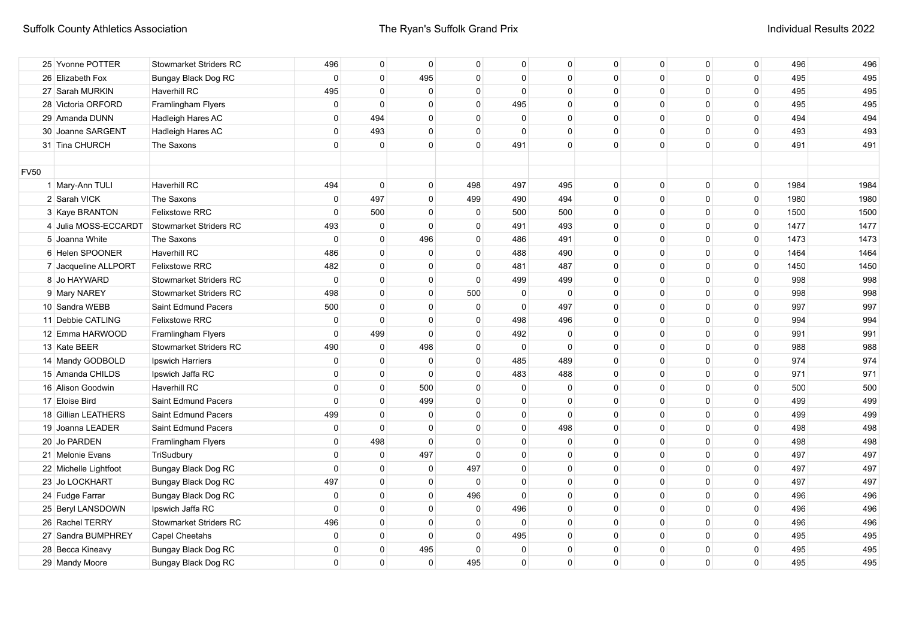| | | | | | | | | | | | | | |
|---|---|---|---|---|---|---|---|---|---|---|---|---|---|
| 25 | Yvonne POTTER | Stowmarket Striders RC | 496 | 0 | 0 | 0 | 0 | 0 | 0 | 0 | 0 | 0 | 496 | 496 |
| 26 | Elizabeth Fox | Bungay Black Dog RC | 0 | 0 | 495 | 0 | 0 | 0 | 0 | 0 | 0 | 0 | 495 | 495 |
| 27 | Sarah MURKIN | Haverhill RC | 495 | 0 | 0 | 0 | 0 | 0 | 0 | 0 | 0 | 0 | 495 | 495 |
| 28 | Victoria ORFORD | Framlingham Flyers | 0 | 0 | 0 | 0 | 495 | 0 | 0 | 0 | 0 | 0 | 495 | 495 |
| 29 | Amanda DUNN | Hadleigh Hares AC | 0 | 494 | 0 | 0 | 0 | 0 | 0 | 0 | 0 | 0 | 494 | 494 |
| 30 | Joanne SARGENT | Hadleigh Hares AC | 0 | 493 | 0 | 0 | 0 | 0 | 0 | 0 | 0 | 0 | 493 | 493 |
| 31 | Tina CHURCH | The Saxons | 0 | 0 | 0 | 0 | 491 | 0 | 0 | 0 | 0 | 0 | 491 | 491 |
| | | | | | | | | | | | | | | |
| FV50 | | | | | | | | | | | | | | |
| 1 | Mary-Ann TULI | Haverhill RC | 494 | 0 | 0 | 498 | 497 | 495 | 0 | 0 | 0 | 0 | 1984 | 1984 |
| 2 | Sarah VICK | The Saxons | 0 | 497 | 0 | 499 | 490 | 494 | 0 | 0 | 0 | 0 | 1980 | 1980 |
| 3 | Kaye BRANTON | Felixstowe RRC | 0 | 500 | 0 | 0 | 500 | 500 | 0 | 0 | 0 | 0 | 1500 | 1500 |
| 4 | Julia MOSS-ECCARDT | Stowmarket Striders RC | 493 | 0 | 0 | 0 | 491 | 493 | 0 | 0 | 0 | 0 | 1477 | 1477 |
| 5 | Joanna White | The Saxons | 0 | 0 | 496 | 0 | 486 | 491 | 0 | 0 | 0 | 0 | 1473 | 1473 |
| 6 | Helen SPOONER | Haverhill RC | 486 | 0 | 0 | 0 | 488 | 490 | 0 | 0 | 0 | 0 | 1464 | 1464 |
| 7 | Jacqueline ALLPORT | Felixstowe RRC | 482 | 0 | 0 | 0 | 481 | 487 | 0 | 0 | 0 | 0 | 1450 | 1450 |
| 8 | Jo HAYWARD | Stowmarket Striders RC | 0 | 0 | 0 | 0 | 499 | 499 | 0 | 0 | 0 | 0 | 998 | 998 |
| 9 | Mary NAREY | Stowmarket Striders RC | 498 | 0 | 0 | 500 | 0 | 0 | 0 | 0 | 0 | 0 | 998 | 998 |
| 10 | Sandra WEBB | Saint Edmund Pacers | 500 | 0 | 0 | 0 | 0 | 497 | 0 | 0 | 0 | 0 | 997 | 997 |
| 11 | Debbie CATLING | Felixstowe RRC | 0 | 0 | 0 | 0 | 498 | 496 | 0 | 0 | 0 | 0 | 994 | 994 |
| 12 | Emma HARWOOD | Framlingham Flyers | 0 | 499 | 0 | 0 | 492 | 0 | 0 | 0 | 0 | 0 | 991 | 991 |
| 13 | Kate BEER | Stowmarket Striders RC | 490 | 0 | 498 | 0 | 0 | 0 | 0 | 0 | 0 | 0 | 988 | 988 |
| 14 | Mandy GODBOLD | Ipswich Harriers | 0 | 0 | 0 | 0 | 485 | 489 | 0 | 0 | 0 | 0 | 974 | 974 |
| 15 | Amanda CHILDS | Ipswich Jaffa RC | 0 | 0 | 0 | 0 | 483 | 488 | 0 | 0 | 0 | 0 | 971 | 971 |
| 16 | Alison Goodwin | Haverhill RC | 0 | 0 | 500 | 0 | 0 | 0 | 0 | 0 | 0 | 0 | 500 | 500 |
| 17 | Eloise Bird | Saint Edmund Pacers | 0 | 0 | 499 | 0 | 0 | 0 | 0 | 0 | 0 | 0 | 499 | 499 |
| 18 | Gillian LEATHERS | Saint Edmund Pacers | 499 | 0 | 0 | 0 | 0 | 0 | 0 | 0 | 0 | 0 | 499 | 499 |
| 19 | Joanna LEADER | Saint Edmund Pacers | 0 | 0 | 0 | 0 | 0 | 498 | 0 | 0 | 0 | 0 | 498 | 498 |
| 20 | Jo PARDEN | Framlingham Flyers | 0 | 498 | 0 | 0 | 0 | 0 | 0 | 0 | 0 | 0 | 498 | 498 |
| 21 | Melonie Evans | TriSudbury | 0 | 0 | 497 | 0 | 0 | 0 | 0 | 0 | 0 | 0 | 497 | 497 |
| 22 | Michelle Lightfoot | Bungay Black Dog RC | 0 | 0 | 0 | 497 | 0 | 0 | 0 | 0 | 0 | 0 | 497 | 497 |
| 23 | Jo LOCKHART | Bungay Black Dog RC | 497 | 0 | 0 | 0 | 0 | 0 | 0 | 0 | 0 | 0 | 497 | 497 |
| 24 | Fudge Farrar | Bungay Black Dog RC | 0 | 0 | 0 | 496 | 0 | 0 | 0 | 0 | 0 | 0 | 496 | 496 |
| 25 | Beryl LANSDOWN | Ipswich Jaffa RC | 0 | 0 | 0 | 0 | 496 | 0 | 0 | 0 | 0 | 0 | 496 | 496 |
| 26 | Rachel TERRY | Stowmarket Striders RC | 496 | 0 | 0 | 0 | 0 | 0 | 0 | 0 | 0 | 0 | 496 | 496 |
| 27 | Sandra BUMPHREY | Capel Cheetahs | 0 | 0 | 0 | 0 | 495 | 0 | 0 | 0 | 0 | 0 | 495 | 495 |
| 28 | Becca Kineavy | Bungay Black Dog RC | 0 | 0 | 495 | 0 | 0 | 0 | 0 | 0 | 0 | 0 | 495 | 495 |
| 29 | Mandy Moore | Bungay Black Dog RC | 0 | 0 | 0 | 495 | 0 | 0 | 0 | 0 | 0 | 0 | 495 | 495 |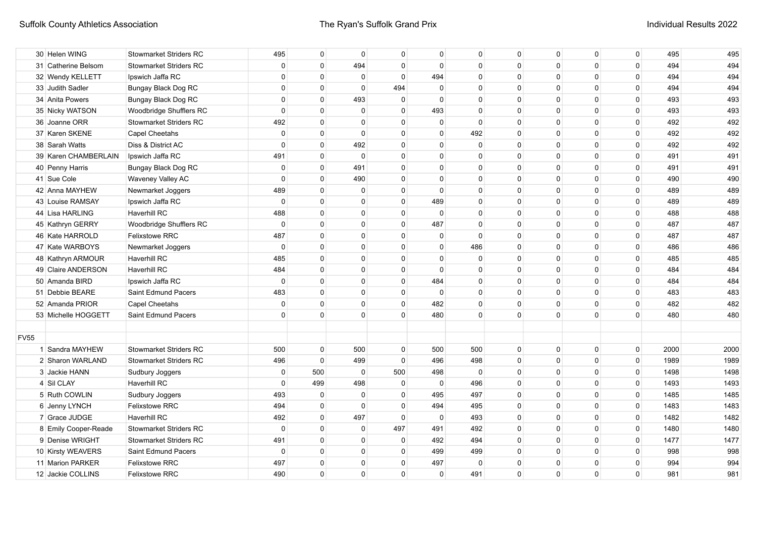| | | | | | | | | | | | | | |
|---|---|---|---|---|---|---|---|---|---|---|---|---|---|
| 30 | Helen WING | Stowmarket Striders RC | 495 | 0 | 0 | 0 | 0 | 0 | 0 | 0 | 0 | 0 | 495 | 495 |
| 31 | Catherine Belsom | Stowmarket Striders RC | 0 | 0 | 494 | 0 | 0 | 0 | 0 | 0 | 0 | 0 | 494 | 494 |
| 32 | Wendy KELLETT | Ipswich Jaffa RC | 0 | 0 | 0 | 0 | 494 | 0 | 0 | 0 | 0 | 0 | 494 | 494 |
| 33 | Judith Sadler | Bungay Black Dog RC | 0 | 0 | 0 | 494 | 0 | 0 | 0 | 0 | 0 | 0 | 494 | 494 |
| 34 | Anita Powers | Bungay Black Dog RC | 0 | 0 | 493 | 0 | 0 | 0 | 0 | 0 | 0 | 0 | 493 | 493 |
| 35 | Nicky WATSON | Woodbridge Shufflers RC | 0 | 0 | 0 | 0 | 493 | 0 | 0 | 0 | 0 | 0 | 493 | 493 |
| 36 | Joanne ORR | Stowmarket Striders RC | 492 | 0 | 0 | 0 | 0 | 0 | 0 | 0 | 0 | 0 | 492 | 492 |
| 37 | Karen SKENE | Capel Cheetahs | 0 | 0 | 0 | 0 | 0 | 492 | 0 | 0 | 0 | 0 | 492 | 492 |
| 38 | Sarah Watts | Diss & District AC | 0 | 0 | 492 | 0 | 0 | 0 | 0 | 0 | 0 | 0 | 492 | 492 |
| 39 | Karen CHAMBERLAIN | Ipswich Jaffa RC | 491 | 0 | 0 | 0 | 0 | 0 | 0 | 0 | 0 | 0 | 491 | 491 |
| 40 | Penny Harris | Bungay Black Dog RC | 0 | 0 | 491 | 0 | 0 | 0 | 0 | 0 | 0 | 0 | 491 | 491 |
| 41 | Sue Cole | Waveney Valley AC | 0 | 0 | 490 | 0 | 0 | 0 | 0 | 0 | 0 | 0 | 490 | 490 |
| 42 | Anna MAYHEW | Newmarket Joggers | 489 | 0 | 0 | 0 | 0 | 0 | 0 | 0 | 0 | 0 | 489 | 489 |
| 43 | Louise RAMSAY | Ipswich Jaffa RC | 0 | 0 | 0 | 0 | 489 | 0 | 0 | 0 | 0 | 0 | 489 | 489 |
| 44 | Lisa HARLING | Haverhill RC | 488 | 0 | 0 | 0 | 0 | 0 | 0 | 0 | 0 | 0 | 488 | 488 |
| 45 | Kathryn GERRY | Woodbridge Shufflers RC | 0 | 0 | 0 | 0 | 487 | 0 | 0 | 0 | 0 | 0 | 487 | 487 |
| 46 | Kate HARROLD | Felixstowe RRC | 487 | 0 | 0 | 0 | 0 | 0 | 0 | 0 | 0 | 0 | 487 | 487 |
| 47 | Kate WARBOYS | Newmarket Joggers | 0 | 0 | 0 | 0 | 0 | 486 | 0 | 0 | 0 | 0 | 486 | 486 |
| 48 | Kathryn ARMOUR | Haverhill RC | 485 | 0 | 0 | 0 | 0 | 0 | 0 | 0 | 0 | 0 | 485 | 485 |
| 49 | Claire ANDERSON | Haverhill RC | 484 | 0 | 0 | 0 | 0 | 0 | 0 | 0 | 0 | 0 | 484 | 484 |
| 50 | Amanda BIRD | Ipswich Jaffa RC | 0 | 0 | 0 | 0 | 484 | 0 | 0 | 0 | 0 | 0 | 484 | 484 |
| 51 | Debbie BEARE | Saint Edmund Pacers | 483 | 0 | 0 | 0 | 0 | 0 | 0 | 0 | 0 | 0 | 483 | 483 |
| 52 | Amanda PRIOR | Capel Cheetahs | 0 | 0 | 0 | 0 | 482 | 0 | 0 | 0 | 0 | 0 | 482 | 482 |
| 53 | Michelle HOGGETT | Saint Edmund Pacers | 0 | 0 | 0 | 0 | 480 | 0 | 0 | 0 | 0 | 0 | 480 | 480 |
| | | | | | | | | | | | | | | |
| FV55 | | | | | | | | | | | | | | |
| 1 | Sandra MAYHEW | Stowmarket Striders RC | 500 | 0 | 500 | 0 | 500 | 500 | 0 | 0 | 0 | 0 | 2000 | 2000 |
| 2 | Sharon WARLAND | Stowmarket Striders RC | 496 | 0 | 499 | 0 | 496 | 498 | 0 | 0 | 0 | 0 | 1989 | 1989 |
| 3 | Jackie HANN | Sudbury Joggers | 0 | 500 | 0 | 500 | 498 | 0 | 0 | 0 | 0 | 0 | 1498 | 1498 |
| 4 | Sil CLAY | Haverhill RC | 0 | 499 | 498 | 0 | 0 | 496 | 0 | 0 | 0 | 0 | 1493 | 1493 |
| 5 | Ruth COWLIN | Sudbury Joggers | 493 | 0 | 0 | 0 | 495 | 497 | 0 | 0 | 0 | 0 | 1485 | 1485 |
| 6 | Jenny LYNCH | Felixstowe RRC | 494 | 0 | 0 | 0 | 494 | 495 | 0 | 0 | 0 | 0 | 1483 | 1483 |
| 7 | Grace JUDGE | Haverhill RC | 492 | 0 | 497 | 0 | 0 | 493 | 0 | 0 | 0 | 0 | 1482 | 1482 |
| 8 | Emily Cooper-Reade | Stowmarket Striders RC | 0 | 0 | 0 | 497 | 491 | 492 | 0 | 0 | 0 | 0 | 1480 | 1480 |
| 9 | Denise WRIGHT | Stowmarket Striders RC | 491 | 0 | 0 | 0 | 492 | 494 | 0 | 0 | 0 | 0 | 1477 | 1477 |
| 10 | Kirsty WEAVERS | Saint Edmund Pacers | 0 | 0 | 0 | 0 | 499 | 499 | 0 | 0 | 0 | 0 | 998 | 998 |
| 11 | Marion PARKER | Felixstowe RRC | 497 | 0 | 0 | 0 | 497 | 0 | 0 | 0 | 0 | 0 | 994 | 994 |
| 12 | Jackie COLLINS | Felixstowe RRC | 490 | 0 | 0 | 0 | 0 | 491 | 0 | 0 | 0 | 0 | 981 | 981 |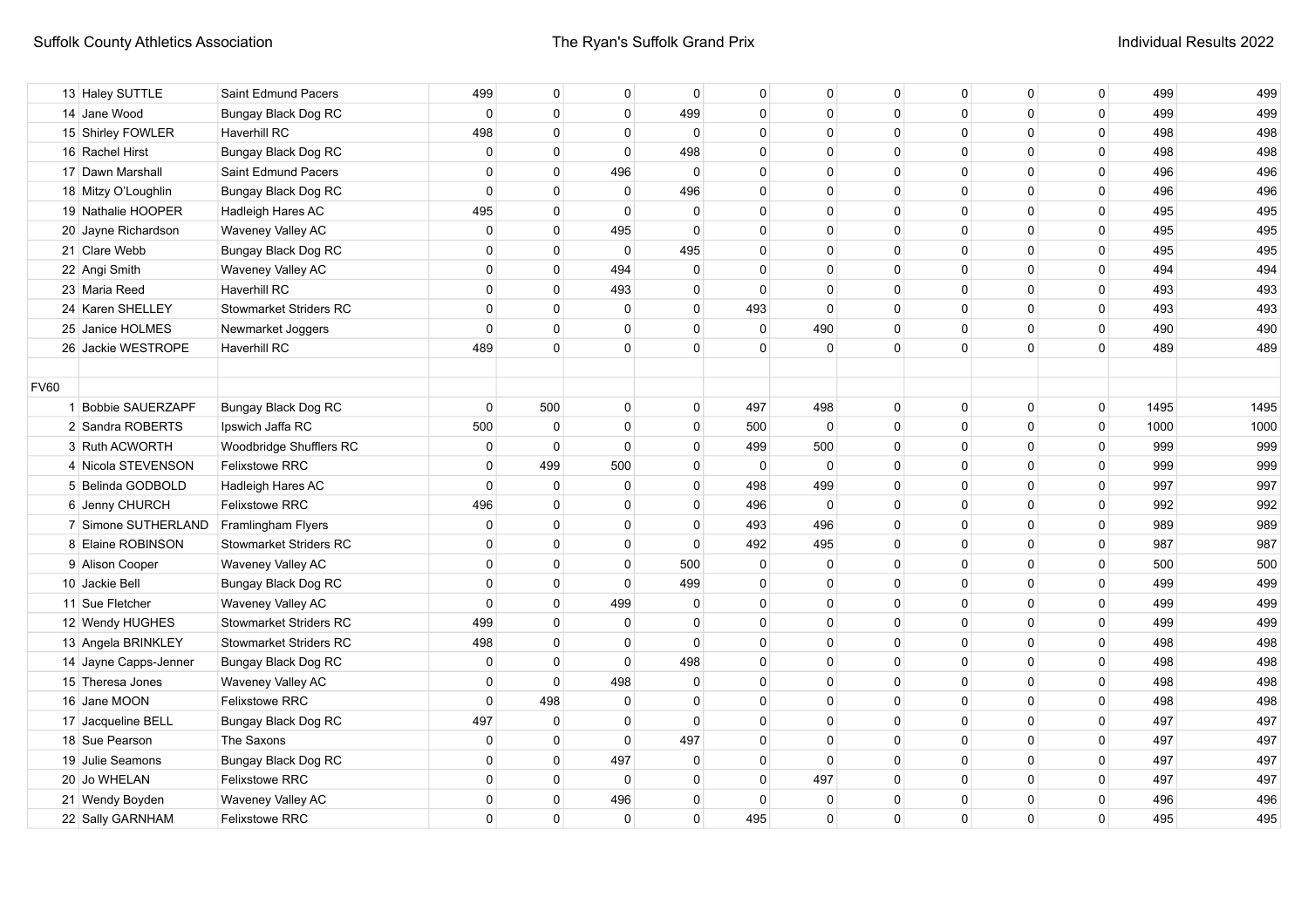| | | | | | | | | | | | | | |
|---|---|---|---|---|---|---|---|---|---|---|---|---|---|
| 13 | Haley SUTTLE | Saint Edmund Pacers | 499 | 0 | 0 | 0 | 0 | 0 | 0 | 0 | 0 | 0 | 499 | 499 |
| 14 | Jane Wood | Bungay Black Dog RC | 0 | 0 | 0 | 499 | 0 | 0 | 0 | 0 | 0 | 0 | 499 | 499 |
| 15 | Shirley FOWLER | Haverhill RC | 498 | 0 | 0 | 0 | 0 | 0 | 0 | 0 | 0 | 0 | 498 | 498 |
| 16 | Rachel Hirst | Bungay Black Dog RC | 0 | 0 | 0 | 498 | 0 | 0 | 0 | 0 | 0 | 0 | 498 | 498 |
| 17 | Dawn Marshall | Saint Edmund Pacers | 0 | 0 | 496 | 0 | 0 | 0 | 0 | 0 | 0 | 0 | 496 | 496 |
| 18 | Mitzy O'Loughlin | Bungay Black Dog RC | 0 | 0 | 0 | 496 | 0 | 0 | 0 | 0 | 0 | 0 | 496 | 496 |
| 19 | Nathalie HOOPER | Hadleigh Hares AC | 495 | 0 | 0 | 0 | 0 | 0 | 0 | 0 | 0 | 0 | 495 | 495 |
| 20 | Jayne Richardson | Waveney Valley AC | 0 | 0 | 495 | 0 | 0 | 0 | 0 | 0 | 0 | 0 | 495 | 495 |
| 21 | Clare Webb | Bungay Black Dog RC | 0 | 0 | 0 | 495 | 0 | 0 | 0 | 0 | 0 | 0 | 495 | 495 |
| 22 | Angi Smith | Waveney Valley AC | 0 | 0 | 494 | 0 | 0 | 0 | 0 | 0 | 0 | 0 | 494 | 494 |
| 23 | Maria Reed | Haverhill RC | 0 | 0 | 493 | 0 | 0 | 0 | 0 | 0 | 0 | 0 | 493 | 493 |
| 24 | Karen SHELLEY | Stowmarket Striders RC | 0 | 0 | 0 | 0 | 493 | 0 | 0 | 0 | 0 | 0 | 493 | 493 |
| 25 | Janice HOLMES | Newmarket Joggers | 0 | 0 | 0 | 0 | 0 | 490 | 0 | 0 | 0 | 0 | 490 | 490 |
| 26 | Jackie WESTROPE | Haverhill RC | 489 | 0 | 0 | 0 | 0 | 0 | 0 | 0 | 0 | 0 | 489 | 489 |
| | | | | | | | | | | | | | | |
| FV60 | | | | | | | | | | | | | | |
| 1 | Bobbie SAUERZAPF | Bungay Black Dog RC | 0 | 500 | 0 | 0 | 497 | 498 | 0 | 0 | 0 | 0 | 1495 | 1495 |
| 2 | Sandra ROBERTS | Ipswich Jaffa RC | 500 | 0 | 0 | 0 | 500 | 0 | 0 | 0 | 0 | 0 | 1000 | 1000 |
| 3 | Ruth ACWORTH | Woodbridge Shufflers RC | 0 | 0 | 0 | 0 | 499 | 500 | 0 | 0 | 0 | 0 | 999 | 999 |
| 4 | Nicola STEVENSON | Felixstowe RRC | 0 | 499 | 500 | 0 | 0 | 0 | 0 | 0 | 0 | 0 | 999 | 999 |
| 5 | Belinda GODBOLD | Hadleigh Hares AC | 0 | 0 | 0 | 0 | 498 | 499 | 0 | 0 | 0 | 0 | 997 | 997 |
| 6 | Jenny CHURCH | Felixstowe RRC | 496 | 0 | 0 | 0 | 496 | 0 | 0 | 0 | 0 | 0 | 992 | 992 |
| 7 | Simone SUTHERLAND | Framlingham Flyers | 0 | 0 | 0 | 0 | 493 | 496 | 0 | 0 | 0 | 0 | 989 | 989 |
| 8 | Elaine ROBINSON | Stowmarket Striders RC | 0 | 0 | 0 | 0 | 492 | 495 | 0 | 0 | 0 | 0 | 987 | 987 |
| 9 | Alison Cooper | Waveney Valley AC | 0 | 0 | 0 | 500 | 0 | 0 | 0 | 0 | 0 | 0 | 500 | 500 |
| 10 | Jackie Bell | Bungay Black Dog RC | 0 | 0 | 0 | 499 | 0 | 0 | 0 | 0 | 0 | 0 | 499 | 499 |
| 11 | Sue Fletcher | Waveney Valley AC | 0 | 0 | 499 | 0 | 0 | 0 | 0 | 0 | 0 | 0 | 499 | 499 |
| 12 | Wendy HUGHES | Stowmarket Striders RC | 499 | 0 | 0 | 0 | 0 | 0 | 0 | 0 | 0 | 0 | 499 | 499 |
| 13 | Angela BRINKLEY | Stowmarket Striders RC | 498 | 0 | 0 | 0 | 0 | 0 | 0 | 0 | 0 | 0 | 498 | 498 |
| 14 | Jayne Capps-Jenner | Bungay Black Dog RC | 0 | 0 | 0 | 498 | 0 | 0 | 0 | 0 | 0 | 0 | 498 | 498 |
| 15 | Theresa Jones | Waveney Valley AC | 0 | 0 | 498 | 0 | 0 | 0 | 0 | 0 | 0 | 0 | 498 | 498 |
| 16 | Jane MOON | Felixstowe RRC | 0 | 498 | 0 | 0 | 0 | 0 | 0 | 0 | 0 | 0 | 498 | 498 |
| 17 | Jacqueline BELL | Bungay Black Dog RC | 497 | 0 | 0 | 0 | 0 | 0 | 0 | 0 | 0 | 0 | 497 | 497 |
| 18 | Sue Pearson | The Saxons | 0 | 0 | 0 | 497 | 0 | 0 | 0 | 0 | 0 | 0 | 497 | 497 |
| 19 | Julie Seamons | Bungay Black Dog RC | 0 | 0 | 497 | 0 | 0 | 0 | 0 | 0 | 0 | 0 | 497 | 497 |
| 20 | Jo WHELAN | Felixstowe RRC | 0 | 0 | 0 | 0 | 0 | 497 | 0 | 0 | 0 | 0 | 497 | 497 |
| 21 | Wendy Boyden | Waveney Valley AC | 0 | 0 | 496 | 0 | 0 | 0 | 0 | 0 | 0 | 0 | 496 | 496 |
| 22 | Sally GARNHAM | Felixstowe RRC | 0 | 0 | 0 | 0 | 495 | 0 | 0 | 0 | 0 | 0 | 495 | 495 |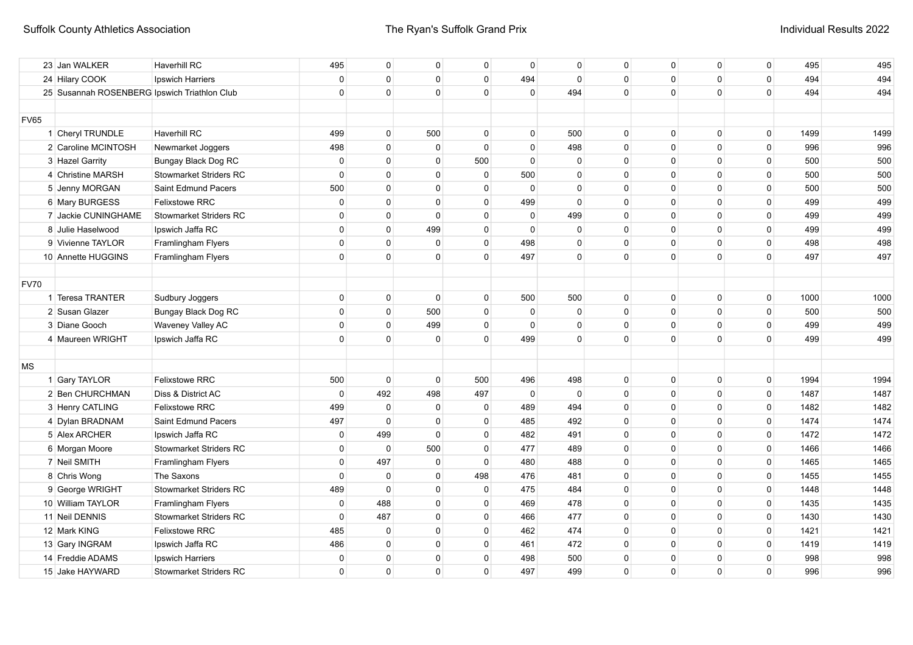|  |  |  |  |  |  |  |  |  |  |  |  |  |  |
|---|---|---|---|---|---|---|---|---|---|---|---|---|---|
| 23 | Jan WALKER | Haverhill RC | 495 | 0 | 0 | 0 | 0 | 0 | 0 | 0 | 0 | 0 | 495 | 495 |
| 24 | Hilary COOK | Ipswich Harriers | 0 | 0 | 0 | 0 | 494 | 0 | 0 | 0 | 0 | 0 | 494 | 494 |
| 25 | Susannah ROSENBERG | Ipswich Triathlon Club | 0 | 0 | 0 | 0 | 0 | 494 | 0 | 0 | 0 | 0 | 494 | 494 |
|  |  |  |  |  |  |  |  |  |  |  |  |  |  |  |
| FV65 |  |  |  |  |  |  |  |  |  |  |  |  |  |  |
| 1 | Cheryl TRUNDLE | Haverhill RC | 499 | 0 | 500 | 0 | 0 | 500 | 0 | 0 | 0 | 0 | 1499 | 1499 |
| 2 | Caroline MCINTOSH | Newmarket Joggers | 498 | 0 | 0 | 0 | 0 | 498 | 0 | 0 | 0 | 0 | 996 | 996 |
| 3 | Hazel Garrity | Bungay Black Dog RC | 0 | 0 | 0 | 500 | 0 | 0 | 0 | 0 | 0 | 0 | 500 | 500 |
| 4 | Christine MARSH | Stowmarket Striders RC | 0 | 0 | 0 | 0 | 500 | 0 | 0 | 0 | 0 | 0 | 500 | 500 |
| 5 | Jenny MORGAN | Saint Edmund Pacers | 500 | 0 | 0 | 0 | 0 | 0 | 0 | 0 | 0 | 0 | 500 | 500 |
| 6 | Mary BURGESS | Felixstowe RRC | 0 | 0 | 0 | 0 | 499 | 0 | 0 | 0 | 0 | 0 | 499 | 499 |
| 7 | Jackie CUNINGHAME | Stowmarket Striders RC | 0 | 0 | 0 | 0 | 0 | 499 | 0 | 0 | 0 | 0 | 499 | 499 |
| 8 | Julie Haselwood | Ipswich Jaffa RC | 0 | 0 | 499 | 0 | 0 | 0 | 0 | 0 | 0 | 0 | 499 | 499 |
| 9 | Vivienne TAYLOR | Framlingham Flyers | 0 | 0 | 0 | 0 | 498 | 0 | 0 | 0 | 0 | 0 | 498 | 498 |
| 10 | Annette HUGGINS | Framlingham Flyers | 0 | 0 | 0 | 0 | 497 | 0 | 0 | 0 | 0 | 0 | 497 | 497 |
|  |  |  |  |  |  |  |  |  |  |  |  |  |  |  |
| FV70 |  |  |  |  |  |  |  |  |  |  |  |  |  |  |
| 1 | Teresa TRANTER | Sudbury Joggers | 0 | 0 | 0 | 0 | 500 | 500 | 0 | 0 | 0 | 0 | 1000 | 1000 |
| 2 | Susan Glazer | Bungay Black Dog RC | 0 | 0 | 500 | 0 | 0 | 0 | 0 | 0 | 0 | 0 | 500 | 500 |
| 3 | Diane Gooch | Waveney Valley AC | 0 | 0 | 499 | 0 | 0 | 0 | 0 | 0 | 0 | 0 | 499 | 499 |
| 4 | Maureen WRIGHT | Ipswich Jaffa RC | 0 | 0 | 0 | 0 | 499 | 0 | 0 | 0 | 0 | 0 | 499 | 499 |
|  |  |  |  |  |  |  |  |  |  |  |  |  |  |  |
| MS |  |  |  |  |  |  |  |  |  |  |  |  |  |  |
| 1 | Gary TAYLOR | Felixstowe RRC | 500 | 0 | 0 | 500 | 496 | 498 | 0 | 0 | 0 | 0 | 1994 | 1994 |
| 2 | Ben CHURCHMAN | Diss & District AC | 0 | 492 | 498 | 497 | 0 | 0 | 0 | 0 | 0 | 0 | 1487 | 1487 |
| 3 | Henry CATLING | Felixstowe RRC | 499 | 0 | 0 | 0 | 489 | 494 | 0 | 0 | 0 | 0 | 1482 | 1482 |
| 4 | Dylan BRADNAM | Saint Edmund Pacers | 497 | 0 | 0 | 0 | 485 | 492 | 0 | 0 | 0 | 0 | 1474 | 1474 |
| 5 | Alex ARCHER | Ipswich Jaffa RC | 0 | 499 | 0 | 0 | 482 | 491 | 0 | 0 | 0 | 0 | 1472 | 1472 |
| 6 | Morgan Moore | Stowmarket Striders RC | 0 | 0 | 500 | 0 | 477 | 489 | 0 | 0 | 0 | 0 | 1466 | 1466 |
| 7 | Neil SMITH | Framlingham Flyers | 0 | 497 | 0 | 0 | 480 | 488 | 0 | 0 | 0 | 0 | 1465 | 1465 |
| 8 | Chris Wong | The Saxons | 0 | 0 | 0 | 498 | 476 | 481 | 0 | 0 | 0 | 0 | 1455 | 1455 |
| 9 | George WRIGHT | Stowmarket Striders RC | 489 | 0 | 0 | 0 | 475 | 484 | 0 | 0 | 0 | 0 | 1448 | 1448 |
| 10 | William TAYLOR | Framlingham Flyers | 0 | 488 | 0 | 0 | 469 | 478 | 0 | 0 | 0 | 0 | 1435 | 1435 |
| 11 | Neil DENNIS | Stowmarket Striders RC | 0 | 487 | 0 | 0 | 466 | 477 | 0 | 0 | 0 | 0 | 1430 | 1430 |
| 12 | Mark KING | Felixstowe RRC | 485 | 0 | 0 | 0 | 462 | 474 | 0 | 0 | 0 | 0 | 1421 | 1421 |
| 13 | Gary INGRAM | Ipswich Jaffa RC | 486 | 0 | 0 | 0 | 461 | 472 | 0 | 0 | 0 | 0 | 1419 | 1419 |
| 14 | Freddie ADAMS | Ipswich Harriers | 0 | 0 | 0 | 0 | 498 | 500 | 0 | 0 | 0 | 0 | 998 | 998 |
| 15 | Jake HAYWARD | Stowmarket Striders RC | 0 | 0 | 0 | 0 | 497 | 499 | 0 | 0 | 0 | 0 | 996 | 996 |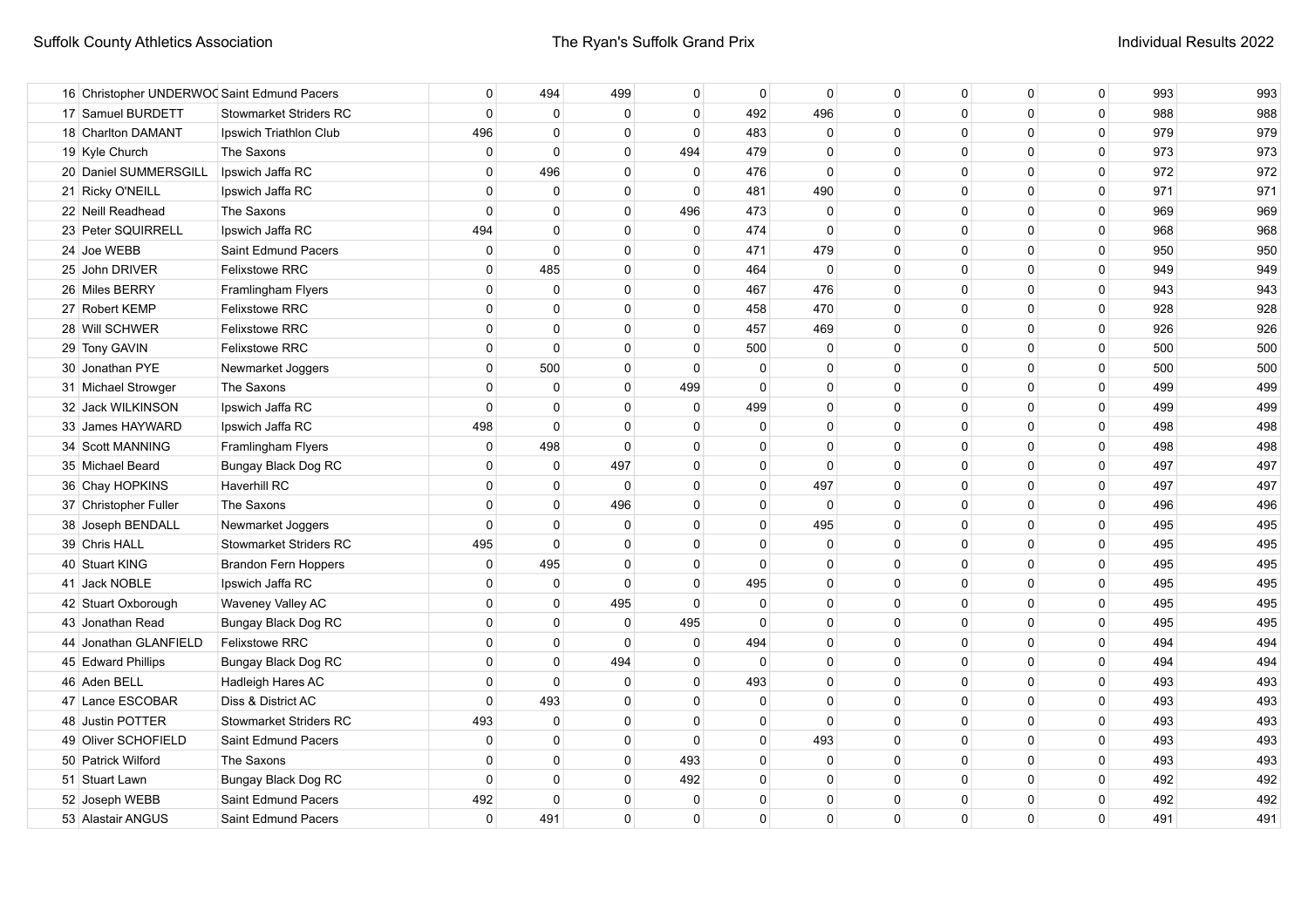| | | | | | | | | | | | | | |
|---|---|---|---|---|---|---|---|---|---|---|---|---|---|
| 16 | Christopher UNDERWOC | Saint Edmund Pacers | 0 | 494 | 499 | 0 | 0 | 0 | 0 | 0 | 0 | 0 | 993 | 993 |
| 17 | Samuel BURDETT | Stowmarket Striders RC | 0 | 0 | 0 | 0 | 492 | 496 | 0 | 0 | 0 | 0 | 988 | 988 |
| 18 | Charlton DAMANT | Ipswich Triathlon Club | 496 | 0 | 0 | 0 | 483 | 0 | 0 | 0 | 0 | 0 | 979 | 979 |
| 19 | Kyle Church | The Saxons | 0 | 0 | 0 | 494 | 479 | 0 | 0 | 0 | 0 | 0 | 973 | 973 |
| 20 | Daniel SUMMERSGILL | Ipswich Jaffa RC | 0 | 496 | 0 | 0 | 476 | 0 | 0 | 0 | 0 | 0 | 972 | 972 |
| 21 | Ricky O'NEILL | Ipswich Jaffa RC | 0 | 0 | 0 | 0 | 481 | 490 | 0 | 0 | 0 | 0 | 971 | 971 |
| 22 | Neill Readhead | The Saxons | 0 | 0 | 0 | 496 | 473 | 0 | 0 | 0 | 0 | 0 | 969 | 969 |
| 23 | Peter SQUIRRELL | Ipswich Jaffa RC | 494 | 0 | 0 | 0 | 474 | 0 | 0 | 0 | 0 | 0 | 968 | 968 |
| 24 | Joe WEBB | Saint Edmund Pacers | 0 | 0 | 0 | 0 | 471 | 479 | 0 | 0 | 0 | 0 | 950 | 950 |
| 25 | John DRIVER | Felixstowe RRC | 0 | 485 | 0 | 0 | 464 | 0 | 0 | 0 | 0 | 0 | 949 | 949 |
| 26 | Miles BERRY | Framlingham Flyers | 0 | 0 | 0 | 0 | 467 | 476 | 0 | 0 | 0 | 0 | 943 | 943 |
| 27 | Robert KEMP | Felixstowe RRC | 0 | 0 | 0 | 0 | 458 | 470 | 0 | 0 | 0 | 0 | 928 | 928 |
| 28 | Will SCHWER | Felixstowe RRC | 0 | 0 | 0 | 0 | 457 | 469 | 0 | 0 | 0 | 0 | 926 | 926 |
| 29 | Tony GAVIN | Felixstowe RRC | 0 | 0 | 0 | 0 | 500 | 0 | 0 | 0 | 0 | 0 | 500 | 500 |
| 30 | Jonathan PYE | Newmarket Joggers | 0 | 500 | 0 | 0 | 0 | 0 | 0 | 0 | 0 | 0 | 500 | 500 |
| 31 | Michael Strowger | The Saxons | 0 | 0 | 0 | 499 | 0 | 0 | 0 | 0 | 0 | 0 | 499 | 499 |
| 32 | Jack WILKINSON | Ipswich Jaffa RC | 0 | 0 | 0 | 0 | 499 | 0 | 0 | 0 | 0 | 0 | 499 | 499 |
| 33 | James HAYWARD | Ipswich Jaffa RC | 498 | 0 | 0 | 0 | 0 | 0 | 0 | 0 | 0 | 0 | 498 | 498 |
| 34 | Scott MANNING | Framlingham Flyers | 0 | 498 | 0 | 0 | 0 | 0 | 0 | 0 | 0 | 0 | 498 | 498 |
| 35 | Michael Beard | Bungay Black Dog RC | 0 | 0 | 497 | 0 | 0 | 0 | 0 | 0 | 0 | 0 | 497 | 497 |
| 36 | Chay HOPKINS | Haverhill RC | 0 | 0 | 0 | 0 | 0 | 497 | 0 | 0 | 0 | 0 | 497 | 497 |
| 37 | Christopher Fuller | The Saxons | 0 | 0 | 496 | 0 | 0 | 0 | 0 | 0 | 0 | 0 | 496 | 496 |
| 38 | Joseph BENDALL | Newmarket Joggers | 0 | 0 | 0 | 0 | 0 | 495 | 0 | 0 | 0 | 0 | 495 | 495 |
| 39 | Chris HALL | Stowmarket Striders RC | 495 | 0 | 0 | 0 | 0 | 0 | 0 | 0 | 0 | 0 | 495 | 495 |
| 40 | Stuart KING | Brandon Fern Hoppers | 0 | 495 | 0 | 0 | 0 | 0 | 0 | 0 | 0 | 0 | 495 | 495 |
| 41 | Jack NOBLE | Ipswich Jaffa RC | 0 | 0 | 0 | 0 | 495 | 0 | 0 | 0 | 0 | 0 | 495 | 495 |
| 42 | Stuart Oxborough | Waveney Valley AC | 0 | 0 | 495 | 0 | 0 | 0 | 0 | 0 | 0 | 0 | 495 | 495 |
| 43 | Jonathan Read | Bungay Black Dog RC | 0 | 0 | 0 | 495 | 0 | 0 | 0 | 0 | 0 | 0 | 495 | 495 |
| 44 | Jonathan GLANFIELD | Felixstowe RRC | 0 | 0 | 0 | 0 | 494 | 0 | 0 | 0 | 0 | 0 | 494 | 494 |
| 45 | Edward Phillips | Bungay Black Dog RC | 0 | 0 | 494 | 0 | 0 | 0 | 0 | 0 | 0 | 0 | 494 | 494 |
| 46 | Aden BELL | Hadleigh Hares AC | 0 | 0 | 0 | 0 | 493 | 0 | 0 | 0 | 0 | 0 | 493 | 493 |
| 47 | Lance ESCOBAR | Diss & District AC | 0 | 493 | 0 | 0 | 0 | 0 | 0 | 0 | 0 | 0 | 493 | 493 |
| 48 | Justin POTTER | Stowmarket Striders RC | 493 | 0 | 0 | 0 | 0 | 0 | 0 | 0 | 0 | 0 | 493 | 493 |
| 49 | Oliver SCHOFIELD | Saint Edmund Pacers | 0 | 0 | 0 | 0 | 0 | 493 | 0 | 0 | 0 | 0 | 493 | 493 |
| 50 | Patrick Wilford | The Saxons | 0 | 0 | 0 | 493 | 0 | 0 | 0 | 0 | 0 | 0 | 493 | 493 |
| 51 | Stuart Lawn | Bungay Black Dog RC | 0 | 0 | 0 | 492 | 0 | 0 | 0 | 0 | 0 | 0 | 492 | 492 |
| 52 | Joseph WEBB | Saint Edmund Pacers | 492 | 0 | 0 | 0 | 0 | 0 | 0 | 0 | 0 | 0 | 492 | 492 |
| 53 | Alastair ANGUS | Saint Edmund Pacers | 0 | 491 | 0 | 0 | 0 | 0 | 0 | 0 | 0 | 0 | 491 | 491 |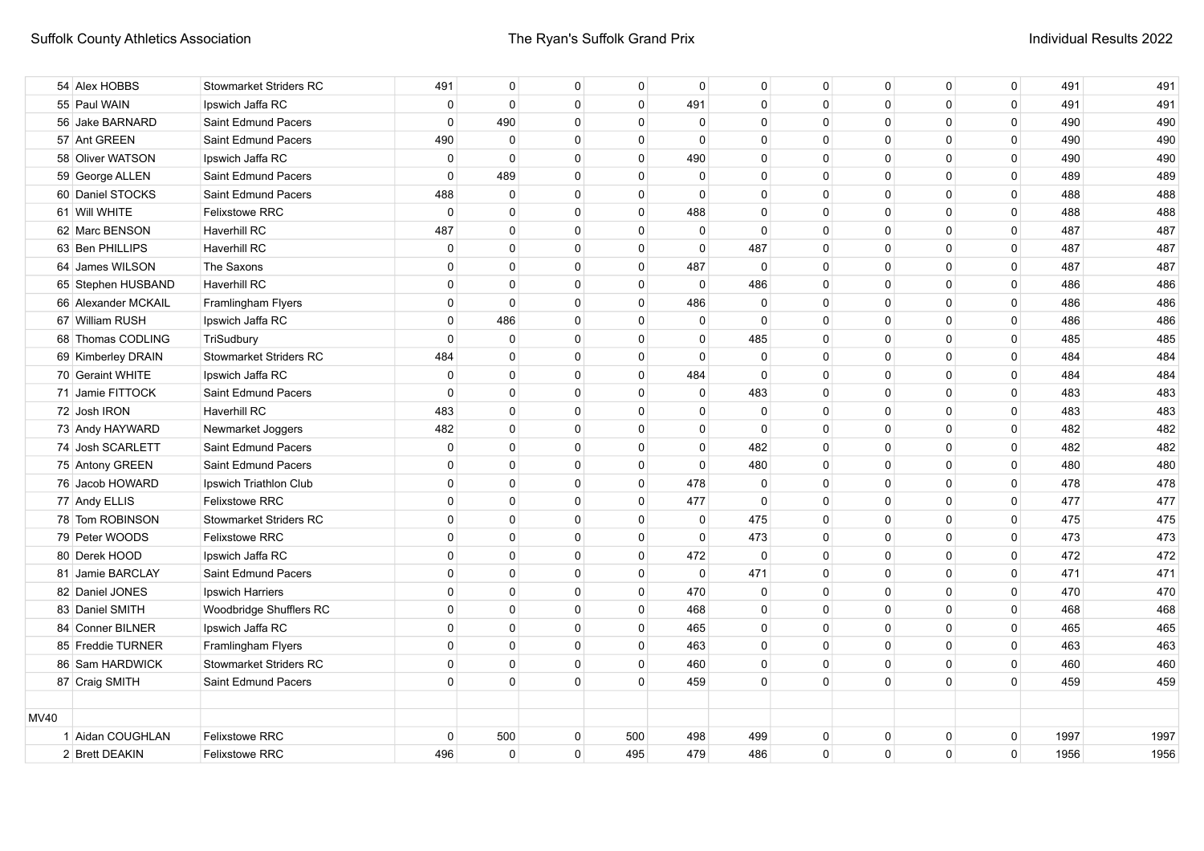| | | | | | | | | | | | | | |
|---|---|---|---|---|---|---|---|---|---|---|---|---|---|
| 54 | Alex HOBBS | Stowmarket Striders RC | 491 | 0 | 0 | 0 | 0 | 0 | 0 | 0 | 0 | 0 | 491 | 491 |
| 55 | Paul WAIN | Ipswich Jaffa RC | 0 | 0 | 0 | 0 | 491 | 0 | 0 | 0 | 0 | 0 | 491 | 491 |
| 56 | Jake BARNARD | Saint Edmund Pacers | 0 | 490 | 0 | 0 | 0 | 0 | 0 | 0 | 0 | 0 | 490 | 490 |
| 57 | Ant GREEN | Saint Edmund Pacers | 490 | 0 | 0 | 0 | 0 | 0 | 0 | 0 | 0 | 0 | 490 | 490 |
| 58 | Oliver WATSON | Ipswich Jaffa RC | 0 | 0 | 0 | 0 | 490 | 0 | 0 | 0 | 0 | 0 | 490 | 490 |
| 59 | George ALLEN | Saint Edmund Pacers | 0 | 489 | 0 | 0 | 0 | 0 | 0 | 0 | 0 | 0 | 489 | 489 |
| 60 | Daniel STOCKS | Saint Edmund Pacers | 488 | 0 | 0 | 0 | 0 | 0 | 0 | 0 | 0 | 0 | 488 | 488 |
| 61 | Will WHITE | Felixstowe RRC | 0 | 0 | 0 | 0 | 488 | 0 | 0 | 0 | 0 | 0 | 488 | 488 |
| 62 | Marc BENSON | Haverhill RC | 487 | 0 | 0 | 0 | 0 | 0 | 0 | 0 | 0 | 0 | 487 | 487 |
| 63 | Ben PHILLIPS | Haverhill RC | 0 | 0 | 0 | 0 | 0 | 487 | 0 | 0 | 0 | 0 | 487 | 487 |
| 64 | James WILSON | The Saxons | 0 | 0 | 0 | 0 | 487 | 0 | 0 | 0 | 0 | 0 | 487 | 487 |
| 65 | Stephen HUSBAND | Haverhill RC | 0 | 0 | 0 | 0 | 0 | 486 | 0 | 0 | 0 | 0 | 486 | 486 |
| 66 | Alexander MCKAIL | Framlingham Flyers | 0 | 0 | 0 | 0 | 486 | 0 | 0 | 0 | 0 | 0 | 486 | 486 |
| 67 | William RUSH | Ipswich Jaffa RC | 0 | 486 | 0 | 0 | 0 | 0 | 0 | 0 | 0 | 0 | 486 | 486 |
| 68 | Thomas CODLING | TriSudbury | 0 | 0 | 0 | 0 | 0 | 485 | 0 | 0 | 0 | 0 | 485 | 485 |
| 69 | Kimberley DRAIN | Stowmarket Striders RC | 484 | 0 | 0 | 0 | 0 | 0 | 0 | 0 | 0 | 0 | 484 | 484 |
| 70 | Geraint WHITE | Ipswich Jaffa RC | 0 | 0 | 0 | 0 | 484 | 0 | 0 | 0 | 0 | 0 | 484 | 484 |
| 71 | Jamie FITTOCK | Saint Edmund Pacers | 0 | 0 | 0 | 0 | 0 | 483 | 0 | 0 | 0 | 0 | 483 | 483 |
| 72 | Josh IRON | Haverhill RC | 483 | 0 | 0 | 0 | 0 | 0 | 0 | 0 | 0 | 0 | 483 | 483 |
| 73 | Andy HAYWARD | Newmarket Joggers | 482 | 0 | 0 | 0 | 0 | 0 | 0 | 0 | 0 | 0 | 482 | 482 |
| 74 | Josh SCARLETT | Saint Edmund Pacers | 0 | 0 | 0 | 0 | 0 | 482 | 0 | 0 | 0 | 0 | 482 | 482 |
| 75 | Antony GREEN | Saint Edmund Pacers | 0 | 0 | 0 | 0 | 0 | 480 | 0 | 0 | 0 | 0 | 480 | 480 |
| 76 | Jacob HOWARD | Ipswich Triathlon Club | 0 | 0 | 0 | 0 | 478 | 0 | 0 | 0 | 0 | 0 | 478 | 478 |
| 77 | Andy ELLIS | Felixstowe RRC | 0 | 0 | 0 | 0 | 477 | 0 | 0 | 0 | 0 | 0 | 477 | 477 |
| 78 | Tom ROBINSON | Stowmarket Striders RC | 0 | 0 | 0 | 0 | 0 | 475 | 0 | 0 | 0 | 0 | 475 | 475 |
| 79 | Peter WOODS | Felixstowe RRC | 0 | 0 | 0 | 0 | 0 | 473 | 0 | 0 | 0 | 0 | 473 | 473 |
| 80 | Derek HOOD | Ipswich Jaffa RC | 0 | 0 | 0 | 0 | 472 | 0 | 0 | 0 | 0 | 0 | 472 | 472 |
| 81 | Jamie BARCLAY | Saint Edmund Pacers | 0 | 0 | 0 | 0 | 0 | 471 | 0 | 0 | 0 | 0 | 471 | 471 |
| 82 | Daniel JONES | Ipswich Harriers | 0 | 0 | 0 | 0 | 470 | 0 | 0 | 0 | 0 | 0 | 470 | 470 |
| 83 | Daniel SMITH | Woodbridge Shufflers RC | 0 | 0 | 0 | 0 | 468 | 0 | 0 | 0 | 0 | 0 | 468 | 468 |
| 84 | Conner BILNER | Ipswich Jaffa RC | 0 | 0 | 0 | 0 | 465 | 0 | 0 | 0 | 0 | 0 | 465 | 465 |
| 85 | Freddie TURNER | Framlingham Flyers | 0 | 0 | 0 | 0 | 463 | 0 | 0 | 0 | 0 | 0 | 463 | 463 |
| 86 | Sam HARDWICK | Stowmarket Striders RC | 0 | 0 | 0 | 0 | 460 | 0 | 0 | 0 | 0 | 0 | 460 | 460 |
| 87 | Craig SMITH | Saint Edmund Pacers | 0 | 0 | 0 | 0 | 459 | 0 | 0 | 0 | 0 | 0 | 459 | 459 |
| | | | | | | | | | | | | | | |
| MV40 | | | | | | | | | | | | | | |
| 1 | Aidan COUGHLAN | Felixstowe RRC | 0 | 500 | 0 | 500 | 498 | 499 | 0 | 0 | 0 | 0 | 1997 | 1997 |
| 2 | Brett DEAKIN | Felixstowe RRC | 496 | 0 | 0 | 495 | 479 | 486 | 0 | 0 | 0 | 0 | 1956 | 1956 |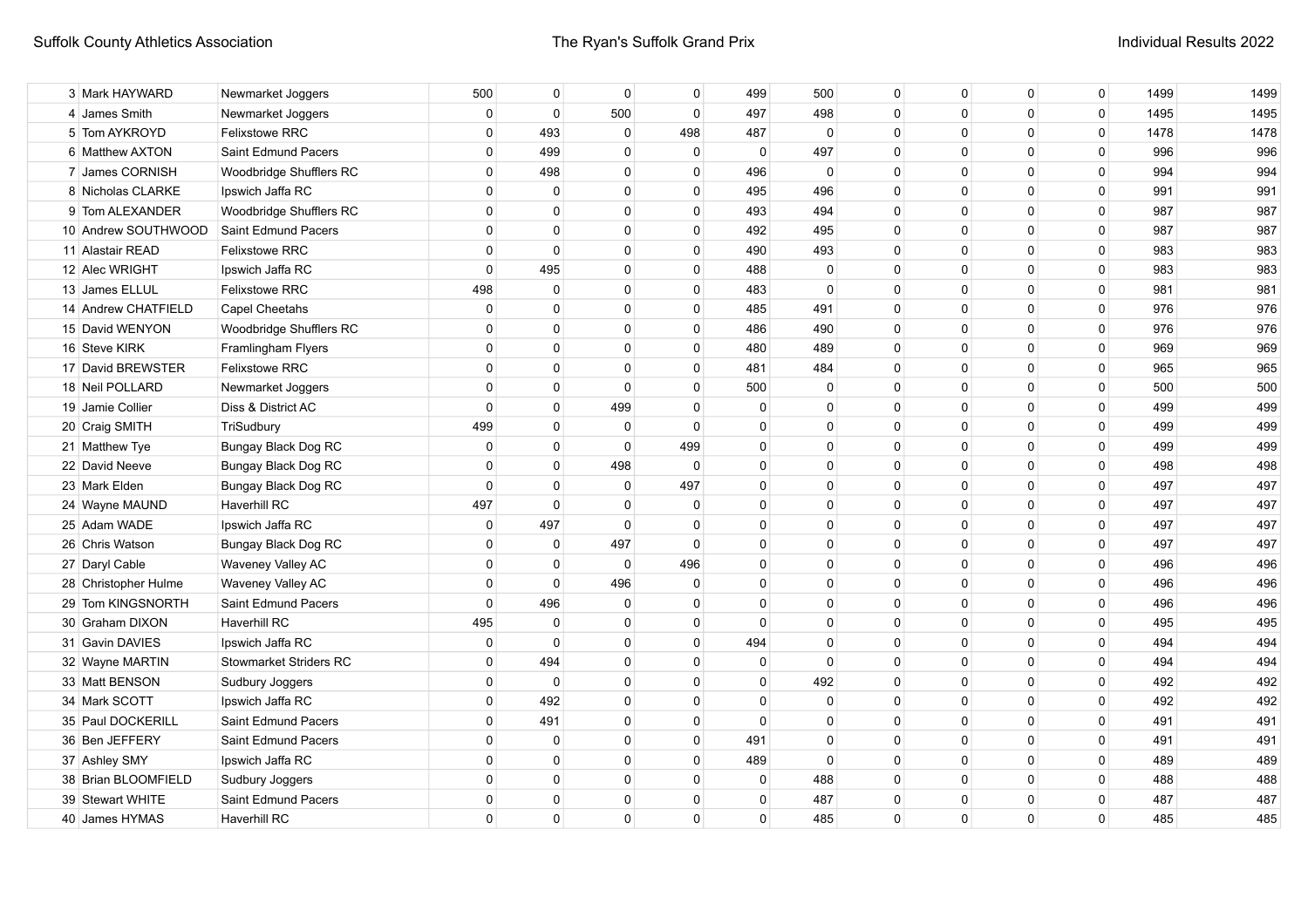| | | | | | | | | | | | | | |
|---|---|---|---|---|---|---|---|---|---|---|---|---|---|
| 3 | Mark HAYWARD | Newmarket Joggers | 500 | 0 | 0 | 0 | 499 | 500 | 0 | 0 | 0 | 0 | 1499 | 1499 |
| 4 | James Smith | Newmarket Joggers | 0 | 0 | 500 | 0 | 497 | 498 | 0 | 0 | 0 | 0 | 1495 | 1495 |
| 5 | Tom AYKROYD | Felixstowe RRC | 0 | 493 | 0 | 498 | 487 | 0 | 0 | 0 | 0 | 0 | 1478 | 1478 |
| 6 | Matthew AXTON | Saint Edmund Pacers | 0 | 499 | 0 | 0 | 0 | 497 | 0 | 0 | 0 | 0 | 996 | 996 |
| 7 | James CORNISH | Woodbridge Shufflers RC | 0 | 498 | 0 | 0 | 496 | 0 | 0 | 0 | 0 | 0 | 994 | 994 |
| 8 | Nicholas CLARKE | Ipswich Jaffa RC | 0 | 0 | 0 | 0 | 495 | 496 | 0 | 0 | 0 | 0 | 991 | 991 |
| 9 | Tom ALEXANDER | Woodbridge Shufflers RC | 0 | 0 | 0 | 0 | 493 | 494 | 0 | 0 | 0 | 0 | 987 | 987 |
| 10 | Andrew SOUTHWOOD | Saint Edmund Pacers | 0 | 0 | 0 | 0 | 492 | 495 | 0 | 0 | 0 | 0 | 987 | 987 |
| 11 | Alastair READ | Felixstowe RRC | 0 | 0 | 0 | 0 | 490 | 493 | 0 | 0 | 0 | 0 | 983 | 983 |
| 12 | Alec WRIGHT | Ipswich Jaffa RC | 0 | 495 | 0 | 0 | 488 | 0 | 0 | 0 | 0 | 0 | 983 | 983 |
| 13 | James ELLUL | Felixstowe RRC | 498 | 0 | 0 | 0 | 483 | 0 | 0 | 0 | 0 | 0 | 981 | 981 |
| 14 | Andrew CHATFIELD | Capel Cheetahs | 0 | 0 | 0 | 0 | 485 | 491 | 0 | 0 | 0 | 0 | 976 | 976 |
| 15 | David WENYON | Woodbridge Shufflers RC | 0 | 0 | 0 | 0 | 486 | 490 | 0 | 0 | 0 | 0 | 976 | 976 |
| 16 | Steve KIRK | Framlingham Flyers | 0 | 0 | 0 | 0 | 480 | 489 | 0 | 0 | 0 | 0 | 969 | 969 |
| 17 | David BREWSTER | Felixstowe RRC | 0 | 0 | 0 | 0 | 481 | 484 | 0 | 0 | 0 | 0 | 965 | 965 |
| 18 | Neil POLLARD | Newmarket Joggers | 0 | 0 | 0 | 0 | 500 | 0 | 0 | 0 | 0 | 0 | 500 | 500 |
| 19 | Jamie Collier | Diss & District AC | 0 | 0 | 499 | 0 | 0 | 0 | 0 | 0 | 0 | 0 | 499 | 499 |
| 20 | Craig SMITH | TriSudbury | 499 | 0 | 0 | 0 | 0 | 0 | 0 | 0 | 0 | 0 | 499 | 499 |
| 21 | Matthew Tye | Bungay Black Dog RC | 0 | 0 | 0 | 499 | 0 | 0 | 0 | 0 | 0 | 0 | 499 | 499 |
| 22 | David Neeve | Bungay Black Dog RC | 0 | 0 | 498 | 0 | 0 | 0 | 0 | 0 | 0 | 0 | 498 | 498 |
| 23 | Mark Elden | Bungay Black Dog RC | 0 | 0 | 0 | 497 | 0 | 0 | 0 | 0 | 0 | 0 | 497 | 497 |
| 24 | Wayne MAUND | Haverhill RC | 497 | 0 | 0 | 0 | 0 | 0 | 0 | 0 | 0 | 0 | 497 | 497 |
| 25 | Adam WADE | Ipswich Jaffa RC | 0 | 497 | 0 | 0 | 0 | 0 | 0 | 0 | 0 | 0 | 497 | 497 |
| 26 | Chris Watson | Bungay Black Dog RC | 0 | 0 | 497 | 0 | 0 | 0 | 0 | 0 | 0 | 0 | 497 | 497 |
| 27 | Daryl Cable | Waveney Valley AC | 0 | 0 | 0 | 496 | 0 | 0 | 0 | 0 | 0 | 0 | 496 | 496 |
| 28 | Christopher Hulme | Waveney Valley AC | 0 | 0 | 496 | 0 | 0 | 0 | 0 | 0 | 0 | 0 | 496 | 496 |
| 29 | Tom KINGSNORTH | Saint Edmund Pacers | 0 | 496 | 0 | 0 | 0 | 0 | 0 | 0 | 0 | 0 | 496 | 496 |
| 30 | Graham DIXON | Haverhill RC | 495 | 0 | 0 | 0 | 0 | 0 | 0 | 0 | 0 | 0 | 495 | 495 |
| 31 | Gavin DAVIES | Ipswich Jaffa RC | 0 | 0 | 0 | 0 | 494 | 0 | 0 | 0 | 0 | 0 | 494 | 494 |
| 32 | Wayne MARTIN | Stowmarket Striders RC | 0 | 494 | 0 | 0 | 0 | 0 | 0 | 0 | 0 | 0 | 494 | 494 |
| 33 | Matt BENSON | Sudbury Joggers | 0 | 0 | 0 | 0 | 0 | 492 | 0 | 0 | 0 | 0 | 492 | 492 |
| 34 | Mark SCOTT | Ipswich Jaffa RC | 0 | 492 | 0 | 0 | 0 | 0 | 0 | 0 | 0 | 0 | 492 | 492 |
| 35 | Paul DOCKERILL | Saint Edmund Pacers | 0 | 491 | 0 | 0 | 0 | 0 | 0 | 0 | 0 | 0 | 491 | 491 |
| 36 | Ben JEFFERY | Saint Edmund Pacers | 0 | 0 | 0 | 0 | 491 | 0 | 0 | 0 | 0 | 0 | 491 | 491 |
| 37 | Ashley SMY | Ipswich Jaffa RC | 0 | 0 | 0 | 0 | 489 | 0 | 0 | 0 | 0 | 0 | 489 | 489 |
| 38 | Brian BLOOMFIELD | Sudbury Joggers | 0 | 0 | 0 | 0 | 0 | 488 | 0 | 0 | 0 | 0 | 488 | 488 |
| 39 | Stewart WHITE | Saint Edmund Pacers | 0 | 0 | 0 | 0 | 0 | 487 | 0 | 0 | 0 | 0 | 487 | 487 |
| 40 | James HYMAS | Haverhill RC | 0 | 0 | 0 | 0 | 0 | 485 | 0 | 0 | 0 | 0 | 485 | 485 |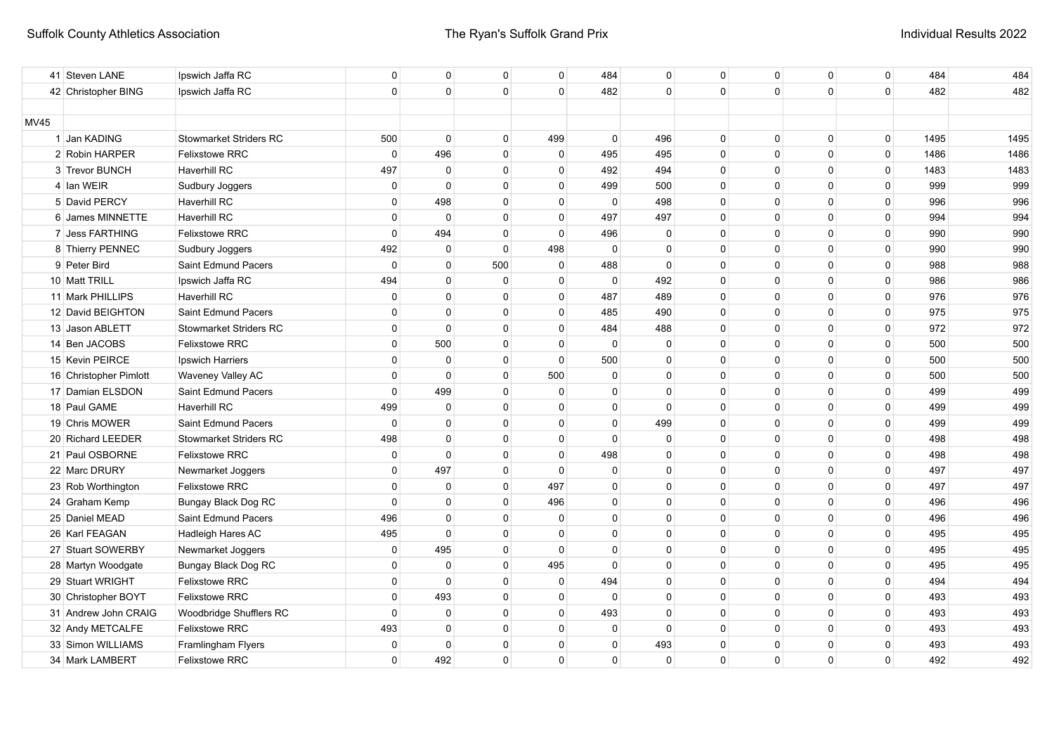| | | | | | | | | | | | | | |
|---|---|---|---|---|---|---|---|---|---|---|---|---|---|
| 41 | Steven LANE | Ipswich Jaffa RC | 0 | 0 | 0 | 0 | 484 | 0 | 0 | 0 | 0 | 0 | 484 | 484 |
| 42 | Christopher BING | Ipswich Jaffa RC | 0 | 0 | 0 | 0 | 482 | 0 | 0 | 0 | 0 | 0 | 482 | 482 |
| | | | | | | | | | | | | | | |
| MV45 | | | | | | | | | | | | | | |
| 1 | Jan KADING | Stowmarket Striders RC | 500 | 0 | 0 | 499 | 0 | 496 | 0 | 0 | 0 | 0 | 1495 | 1495 |
| 2 | Robin HARPER | Felixstowe RRC | 0 | 496 | 0 | 0 | 495 | 495 | 0 | 0 | 0 | 0 | 1486 | 1486 |
| 3 | Trevor BUNCH | Haverhill RC | 497 | 0 | 0 | 0 | 492 | 494 | 0 | 0 | 0 | 0 | 1483 | 1483 |
| 4 | Ian WEIR | Sudbury Joggers | 0 | 0 | 0 | 0 | 499 | 500 | 0 | 0 | 0 | 0 | 999 | 999 |
| 5 | David PERCY | Haverhill RC | 0 | 498 | 0 | 0 | 0 | 498 | 0 | 0 | 0 | 0 | 996 | 996 |
| 6 | James MINNETTE | Haverhill RC | 0 | 0 | 0 | 0 | 497 | 497 | 0 | 0 | 0 | 0 | 994 | 994 |
| 7 | Jess FARTHING | Felixstowe RRC | 0 | 494 | 0 | 0 | 496 | 0 | 0 | 0 | 0 | 0 | 990 | 990 |
| 8 | Thierry PENNEC | Sudbury Joggers | 492 | 0 | 0 | 498 | 0 | 0 | 0 | 0 | 0 | 0 | 990 | 990 |
| 9 | Peter Bird | Saint Edmund Pacers | 0 | 0 | 500 | 0 | 488 | 0 | 0 | 0 | 0 | 0 | 988 | 988 |
| 10 | Matt TRILL | Ipswich Jaffa RC | 494 | 0 | 0 | 0 | 0 | 492 | 0 | 0 | 0 | 0 | 986 | 986 |
| 11 | Mark PHILLIPS | Haverhill RC | 0 | 0 | 0 | 0 | 487 | 489 | 0 | 0 | 0 | 0 | 976 | 976 |
| 12 | David BEIGHTON | Saint Edmund Pacers | 0 | 0 | 0 | 0 | 485 | 490 | 0 | 0 | 0 | 0 | 975 | 975 |
| 13 | Jason ABLETT | Stowmarket Striders RC | 0 | 0 | 0 | 0 | 484 | 488 | 0 | 0 | 0 | 0 | 972 | 972 |
| 14 | Ben JACOBS | Felixstowe RRC | 0 | 500 | 0 | 0 | 0 | 0 | 0 | 0 | 0 | 0 | 500 | 500 |
| 15 | Kevin PEIRCE | Ipswich Harriers | 0 | 0 | 0 | 0 | 500 | 0 | 0 | 0 | 0 | 0 | 500 | 500 |
| 16 | Christopher Pimlott | Waveney Valley AC | 0 | 0 | 0 | 500 | 0 | 0 | 0 | 0 | 0 | 0 | 500 | 500 |
| 17 | Damian ELSDON | Saint Edmund Pacers | 0 | 499 | 0 | 0 | 0 | 0 | 0 | 0 | 0 | 0 | 499 | 499 |
| 18 | Paul GAME | Haverhill RC | 499 | 0 | 0 | 0 | 0 | 0 | 0 | 0 | 0 | 0 | 499 | 499 |
| 19 | Chris MOWER | Saint Edmund Pacers | 0 | 0 | 0 | 0 | 0 | 499 | 0 | 0 | 0 | 0 | 499 | 499 |
| 20 | Richard LEEDER | Stowmarket Striders RC | 498 | 0 | 0 | 0 | 0 | 0 | 0 | 0 | 0 | 0 | 498 | 498 |
| 21 | Paul OSBORNE | Felixstowe RRC | 0 | 0 | 0 | 0 | 498 | 0 | 0 | 0 | 0 | 0 | 498 | 498 |
| 22 | Marc DRURY | Newmarket Joggers | 0 | 497 | 0 | 0 | 0 | 0 | 0 | 0 | 0 | 0 | 497 | 497 |
| 23 | Rob Worthington | Felixstowe RRC | 0 | 0 | 0 | 497 | 0 | 0 | 0 | 0 | 0 | 0 | 497 | 497 |
| 24 | Graham Kemp | Bungay Black Dog RC | 0 | 0 | 0 | 496 | 0 | 0 | 0 | 0 | 0 | 0 | 496 | 496 |
| 25 | Daniel MEAD | Saint Edmund Pacers | 496 | 0 | 0 | 0 | 0 | 0 | 0 | 0 | 0 | 0 | 496 | 496 |
| 26 | Karl FEAGAN | Hadleigh Hares AC | 495 | 0 | 0 | 0 | 0 | 0 | 0 | 0 | 0 | 0 | 495 | 495 |
| 27 | Stuart SOWERBY | Newmarket Joggers | 0 | 495 | 0 | 0 | 0 | 0 | 0 | 0 | 0 | 0 | 495 | 495 |
| 28 | Martyn Woodgate | Bungay Black Dog RC | 0 | 0 | 0 | 495 | 0 | 0 | 0 | 0 | 0 | 0 | 495 | 495 |
| 29 | Stuart WRIGHT | Felixstowe RRC | 0 | 0 | 0 | 0 | 494 | 0 | 0 | 0 | 0 | 0 | 494 | 494 |
| 30 | Christopher BOYT | Felixstowe RRC | 0 | 493 | 0 | 0 | 0 | 0 | 0 | 0 | 0 | 0 | 493 | 493 |
| 31 | Andrew John CRAIG | Woodbridge Shufflers RC | 0 | 0 | 0 | 0 | 493 | 0 | 0 | 0 | 0 | 0 | 493 | 493 |
| 32 | Andy METCALFE | Felixstowe RRC | 493 | 0 | 0 | 0 | 0 | 0 | 0 | 0 | 0 | 0 | 493 | 493 |
| 33 | Simon WILLIAMS | Framlingham Flyers | 0 | 0 | 0 | 0 | 0 | 493 | 0 | 0 | 0 | 0 | 493 | 493 |
| 34 | Mark LAMBERT | Felixstowe RRC | 0 | 492 | 0 | 0 | 0 | 0 | 0 | 0 | 0 | 0 | 492 | 492 |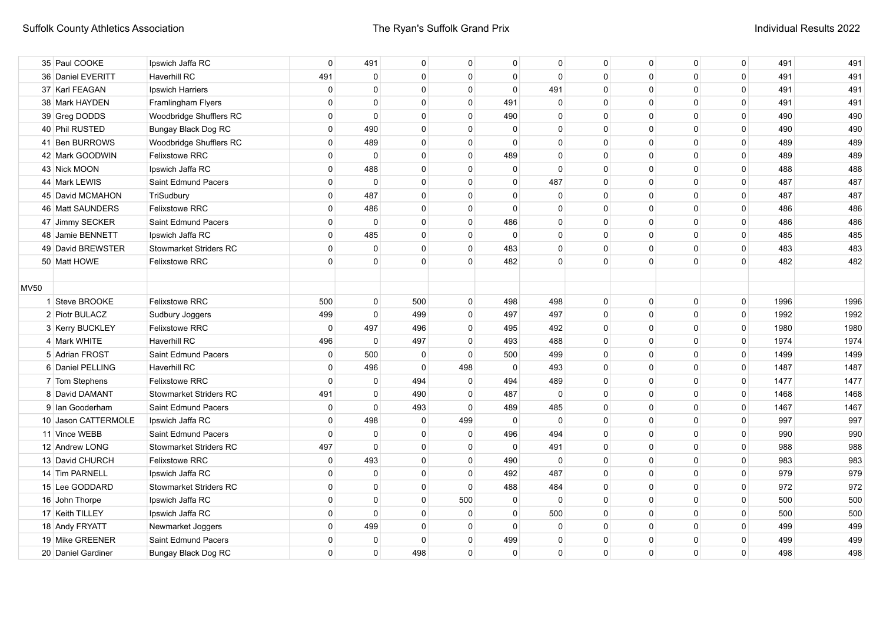| | | | | | | | | | | | | | |
|---|---|---|---|---|---|---|---|---|---|---|---|---|---|
| 35 | Paul COOKE | Ipswich Jaffa RC | 0 | 491 | 0 | 0 | 0 | 0 | 0 | 0 | 0 | 0 | 491 | 491 |
| 36 | Daniel EVERITT | Haverhill RC | 491 | 0 | 0 | 0 | 0 | 0 | 0 | 0 | 0 | 0 | 491 | 491 |
| 37 | Karl FEAGAN | Ipswich Harriers | 0 | 0 | 0 | 0 | 0 | 491 | 0 | 0 | 0 | 0 | 491 | 491 |
| 38 | Mark HAYDEN | Framlingham Flyers | 0 | 0 | 0 | 0 | 491 | 0 | 0 | 0 | 0 | 0 | 491 | 491 |
| 39 | Greg DODDS | Woodbridge Shufflers RC | 0 | 0 | 0 | 0 | 490 | 0 | 0 | 0 | 0 | 0 | 490 | 490 |
| 40 | Phil RUSTED | Bungay Black Dog RC | 0 | 490 | 0 | 0 | 0 | 0 | 0 | 0 | 0 | 0 | 490 | 490 |
| 41 | Ben BURROWS | Woodbridge Shufflers RC | 0 | 489 | 0 | 0 | 0 | 0 | 0 | 0 | 0 | 0 | 489 | 489 |
| 42 | Mark GOODWIN | Felixstowe RRC | 0 | 0 | 0 | 0 | 489 | 0 | 0 | 0 | 0 | 0 | 489 | 489 |
| 43 | Nick MOON | Ipswich Jaffa RC | 0 | 488 | 0 | 0 | 0 | 0 | 0 | 0 | 0 | 0 | 488 | 488 |
| 44 | Mark LEWIS | Saint Edmund Pacers | 0 | 0 | 0 | 0 | 0 | 487 | 0 | 0 | 0 | 0 | 487 | 487 |
| 45 | David MCMAHON | TriSudbury | 0 | 487 | 0 | 0 | 0 | 0 | 0 | 0 | 0 | 0 | 487 | 487 |
| 46 | Matt SAUNDERS | Felixstowe RRC | 0 | 486 | 0 | 0 | 0 | 0 | 0 | 0 | 0 | 0 | 486 | 486 |
| 47 | Jimmy SECKER | Saint Edmund Pacers | 0 | 0 | 0 | 0 | 486 | 0 | 0 | 0 | 0 | 0 | 486 | 486 |
| 48 | Jamie BENNETT | Ipswich Jaffa RC | 0 | 485 | 0 | 0 | 0 | 0 | 0 | 0 | 0 | 0 | 485 | 485 |
| 49 | David BREWSTER | Stowmarket Striders RC | 0 | 0 | 0 | 0 | 483 | 0 | 0 | 0 | 0 | 0 | 483 | 483 |
| 50 | Matt HOWE | Felixstowe RRC | 0 | 0 | 0 | 0 | 482 | 0 | 0 | 0 | 0 | 0 | 482 | 482 |
| | | | | | | | | | | | | | | |
| MV50 | | | | | | | | | | | | | | |
| 1 | Steve BROOKE | Felixstowe RRC | 500 | 0 | 500 | 0 | 498 | 498 | 0 | 0 | 0 | 0 | 1996 | 1996 |
| 2 | Piotr BULACZ | Sudbury Joggers | 499 | 0 | 499 | 0 | 497 | 497 | 0 | 0 | 0 | 0 | 1992 | 1992 |
| 3 | Kerry BUCKLEY | Felixstowe RRC | 0 | 497 | 496 | 0 | 495 | 492 | 0 | 0 | 0 | 0 | 1980 | 1980 |
| 4 | Mark WHITE | Haverhill RC | 496 | 0 | 497 | 0 | 493 | 488 | 0 | 0 | 0 | 0 | 1974 | 1974 |
| 5 | Adrian FROST | Saint Edmund Pacers | 0 | 500 | 0 | 0 | 500 | 499 | 0 | 0 | 0 | 0 | 1499 | 1499 |
| 6 | Daniel PELLING | Haverhill RC | 0 | 496 | 0 | 498 | 0 | 493 | 0 | 0 | 0 | 0 | 1487 | 1487 |
| 7 | Tom Stephens | Felixstowe RRC | 0 | 0 | 494 | 0 | 494 | 489 | 0 | 0 | 0 | 0 | 1477 | 1477 |
| 8 | David DAMANT | Stowmarket Striders RC | 491 | 0 | 490 | 0 | 487 | 0 | 0 | 0 | 0 | 0 | 1468 | 1468 |
| 9 | Ian Gooderham | Saint Edmund Pacers | 0 | 0 | 493 | 0 | 489 | 485 | 0 | 0 | 0 | 0 | 1467 | 1467 |
| 10 | Jason CATTERMOLE | Ipswich Jaffa RC | 0 | 498 | 0 | 499 | 0 | 0 | 0 | 0 | 0 | 0 | 997 | 997 |
| 11 | Vince WEBB | Saint Edmund Pacers | 0 | 0 | 0 | 0 | 496 | 494 | 0 | 0 | 0 | 0 | 990 | 990 |
| 12 | Andrew LONG | Stowmarket Striders RC | 497 | 0 | 0 | 0 | 0 | 491 | 0 | 0 | 0 | 0 | 988 | 988 |
| 13 | David CHURCH | Felixstowe RRC | 0 | 493 | 0 | 0 | 490 | 0 | 0 | 0 | 0 | 0 | 983 | 983 |
| 14 | Tim PARNELL | Ipswich Jaffa RC | 0 | 0 | 0 | 0 | 492 | 487 | 0 | 0 | 0 | 0 | 979 | 979 |
| 15 | Lee GODDARD | Stowmarket Striders RC | 0 | 0 | 0 | 0 | 488 | 484 | 0 | 0 | 0 | 0 | 972 | 972 |
| 16 | John Thorpe | Ipswich Jaffa RC | 0 | 0 | 0 | 500 | 0 | 0 | 0 | 0 | 0 | 0 | 500 | 500 |
| 17 | Keith TILLEY | Ipswich Jaffa RC | 0 | 0 | 0 | 0 | 0 | 500 | 0 | 0 | 0 | 0 | 500 | 500 |
| 18 | Andy FRYATT | Newmarket Joggers | 0 | 499 | 0 | 0 | 0 | 0 | 0 | 0 | 0 | 0 | 499 | 499 |
| 19 | Mike GREENER | Saint Edmund Pacers | 0 | 0 | 0 | 0 | 499 | 0 | 0 | 0 | 0 | 0 | 499 | 499 |
| 20 | Daniel Gardiner | Bungay Black Dog RC | 0 | 0 | 498 | 0 | 0 | 0 | 0 | 0 | 0 | 0 | 498 | 498 |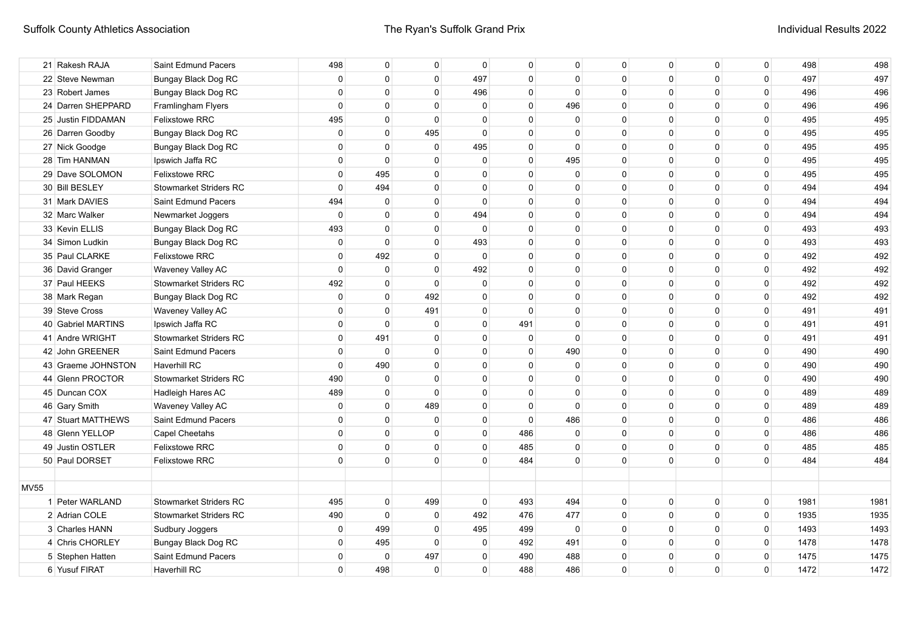| | | | | | | | | | | | | | |
|---|---|---|---|---|---|---|---|---|---|---|---|---|---|
| 21 | Rakesh RAJA | Saint Edmund Pacers | 498 | 0 | 0 | 0 | 0 | 0 | 0 | 0 | 0 | 0 | 498 | 498 |
| 22 | Steve Newman | Bungay Black Dog RC | 0 | 0 | 0 | 497 | 0 | 0 | 0 | 0 | 0 | 0 | 497 | 497 |
| 23 | Robert James | Bungay Black Dog RC | 0 | 0 | 0 | 496 | 0 | 0 | 0 | 0 | 0 | 0 | 496 | 496 |
| 24 | Darren SHEPPARD | Framlingham Flyers | 0 | 0 | 0 | 0 | 0 | 496 | 0 | 0 | 0 | 0 | 496 | 496 |
| 25 | Justin FIDDAMAN | Felixstowe RRC | 495 | 0 | 0 | 0 | 0 | 0 | 0 | 0 | 0 | 0 | 495 | 495 |
| 26 | Darren Goodby | Bungay Black Dog RC | 0 | 0 | 495 | 0 | 0 | 0 | 0 | 0 | 0 | 0 | 495 | 495 |
| 27 | Nick Goodge | Bungay Black Dog RC | 0 | 0 | 0 | 495 | 0 | 0 | 0 | 0 | 0 | 0 | 495 | 495 |
| 28 | Tim HANMAN | Ipswich Jaffa RC | 0 | 0 | 0 | 0 | 0 | 495 | 0 | 0 | 0 | 0 | 495 | 495 |
| 29 | Dave SOLOMON | Felixstowe RRC | 0 | 495 | 0 | 0 | 0 | 0 | 0 | 0 | 0 | 0 | 495 | 495 |
| 30 | Bill BESLEY | Stowmarket Striders RC | 0 | 494 | 0 | 0 | 0 | 0 | 0 | 0 | 0 | 0 | 494 | 494 |
| 31 | Mark DAVIES | Saint Edmund Pacers | 494 | 0 | 0 | 0 | 0 | 0 | 0 | 0 | 0 | 0 | 494 | 494 |
| 32 | Marc Walker | Newmarket Joggers | 0 | 0 | 0 | 494 | 0 | 0 | 0 | 0 | 0 | 0 | 494 | 494 |
| 33 | Kevin ELLIS | Bungay Black Dog RC | 493 | 0 | 0 | 0 | 0 | 0 | 0 | 0 | 0 | 0 | 493 | 493 |
| 34 | Simon Ludkin | Bungay Black Dog RC | 0 | 0 | 0 | 493 | 0 | 0 | 0 | 0 | 0 | 0 | 493 | 493 |
| 35 | Paul CLARKE | Felixstowe RRC | 0 | 492 | 0 | 0 | 0 | 0 | 0 | 0 | 0 | 0 | 492 | 492 |
| 36 | David Granger | Waveney Valley AC | 0 | 0 | 0 | 492 | 0 | 0 | 0 | 0 | 0 | 0 | 492 | 492 |
| 37 | Paul HEEKS | Stowmarket Striders RC | 492 | 0 | 0 | 0 | 0 | 0 | 0 | 0 | 0 | 0 | 492 | 492 |
| 38 | Mark Regan | Bungay Black Dog RC | 0 | 0 | 492 | 0 | 0 | 0 | 0 | 0 | 0 | 0 | 492 | 492 |
| 39 | Steve Cross | Waveney Valley AC | 0 | 0 | 491 | 0 | 0 | 0 | 0 | 0 | 0 | 0 | 491 | 491 |
| 40 | Gabriel MARTINS | Ipswich Jaffa RC | 0 | 0 | 0 | 0 | 491 | 0 | 0 | 0 | 0 | 0 | 491 | 491 |
| 41 | Andre WRIGHT | Stowmarket Striders RC | 0 | 491 | 0 | 0 | 0 | 0 | 0 | 0 | 0 | 0 | 491 | 491 |
| 42 | John GREENER | Saint Edmund Pacers | 0 | 0 | 0 | 0 | 0 | 490 | 0 | 0 | 0 | 0 | 490 | 490 |
| 43 | Graeme JOHNSTON | Haverhill RC | 0 | 490 | 0 | 0 | 0 | 0 | 0 | 0 | 0 | 0 | 490 | 490 |
| 44 | Glenn PROCTOR | Stowmarket Striders RC | 490 | 0 | 0 | 0 | 0 | 0 | 0 | 0 | 0 | 0 | 490 | 490 |
| 45 | Duncan COX | Hadleigh Hares AC | 489 | 0 | 0 | 0 | 0 | 0 | 0 | 0 | 0 | 0 | 489 | 489 |
| 46 | Gary Smith | Waveney Valley AC | 0 | 0 | 489 | 0 | 0 | 0 | 0 | 0 | 0 | 0 | 489 | 489 |
| 47 | Stuart MATTHEWS | Saint Edmund Pacers | 0 | 0 | 0 | 0 | 0 | 486 | 0 | 0 | 0 | 0 | 486 | 486 |
| 48 | Glenn YELLOP | Capel Cheetahs | 0 | 0 | 0 | 0 | 486 | 0 | 0 | 0 | 0 | 0 | 486 | 486 |
| 49 | Justin OSTLER | Felixstowe RRC | 0 | 0 | 0 | 0 | 485 | 0 | 0 | 0 | 0 | 0 | 485 | 485 |
| 50 | Paul DORSET | Felixstowe RRC | 0 | 0 | 0 | 0 | 484 | 0 | 0 | 0 | 0 | 0 | 484 | 484 |
| | | | | | | | | | | | | | | |
| MV55 | | | | | | | | | | | | | | |
| 1 | Peter WARLAND | Stowmarket Striders RC | 495 | 0 | 499 | 0 | 493 | 494 | 0 | 0 | 0 | 0 | 1981 | 1981 |
| 2 | Adrian COLE | Stowmarket Striders RC | 490 | 0 | 0 | 492 | 476 | 477 | 0 | 0 | 0 | 0 | 1935 | 1935 |
| 3 | Charles HANN | Sudbury Joggers | 0 | 499 | 0 | 495 | 499 | 0 | 0 | 0 | 0 | 0 | 1493 | 1493 |
| 4 | Chris CHORLEY | Bungay Black Dog RC | 0 | 495 | 0 | 0 | 492 | 491 | 0 | 0 | 0 | 0 | 1478 | 1478 |
| 5 | Stephen Hatten | Saint Edmund Pacers | 0 | 0 | 497 | 0 | 490 | 488 | 0 | 0 | 0 | 0 | 1475 | 1475 |
| 6 | Yusuf FIRAT | Haverhill RC | 0 | 498 | 0 | 0 | 488 | 486 | 0 | 0 | 0 | 0 | 1472 | 1472 |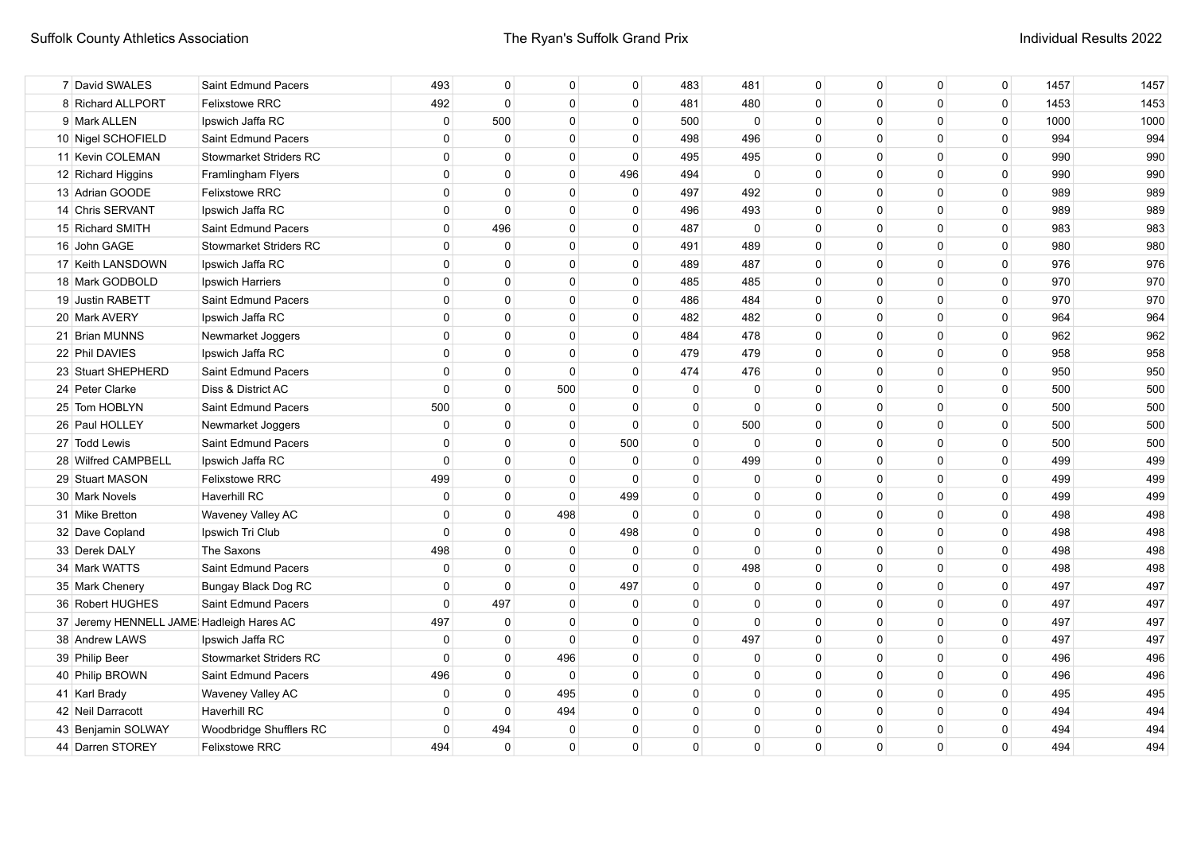| | | | | | | | | | | | | | |
|---|---|---|---|---|---|---|---|---|---|---|---|---|---|
| 7 | David SWALES | Saint Edmund Pacers | 493 | 0 | 0 | 0 | 483 | 481 | 0 | 0 | 0 | 0 | 1457 | 1457 |
| 8 | Richard ALLPORT | Felixstowe RRC | 492 | 0 | 0 | 0 | 481 | 480 | 0 | 0 | 0 | 0 | 1453 | 1453 |
| 9 | Mark ALLEN | Ipswich Jaffa RC | 0 | 500 | 0 | 0 | 500 | 0 | 0 | 0 | 0 | 0 | 1000 | 1000 |
| 10 | Nigel SCHOFIELD | Saint Edmund Pacers | 0 | 0 | 0 | 0 | 498 | 496 | 0 | 0 | 0 | 0 | 994 | 994 |
| 11 | Kevin COLEMAN | Stowmarket Striders RC | 0 | 0 | 0 | 0 | 495 | 495 | 0 | 0 | 0 | 0 | 990 | 990 |
| 12 | Richard Higgins | Framlingham Flyers | 0 | 0 | 0 | 496 | 494 | 0 | 0 | 0 | 0 | 0 | 990 | 990 |
| 13 | Adrian GOODE | Felixstowe RRC | 0 | 0 | 0 | 0 | 497 | 492 | 0 | 0 | 0 | 0 | 989 | 989 |
| 14 | Chris SERVANT | Ipswich Jaffa RC | 0 | 0 | 0 | 0 | 496 | 493 | 0 | 0 | 0 | 0 | 989 | 989 |
| 15 | Richard SMITH | Saint Edmund Pacers | 0 | 496 | 0 | 0 | 487 | 0 | 0 | 0 | 0 | 0 | 983 | 983 |
| 16 | John GAGE | Stowmarket Striders RC | 0 | 0 | 0 | 0 | 491 | 489 | 0 | 0 | 0 | 0 | 980 | 980 |
| 17 | Keith LANSDOWN | Ipswich Jaffa RC | 0 | 0 | 0 | 0 | 489 | 487 | 0 | 0 | 0 | 0 | 976 | 976 |
| 18 | Mark GODBOLD | Ipswich Harriers | 0 | 0 | 0 | 0 | 485 | 485 | 0 | 0 | 0 | 0 | 970 | 970 |
| 19 | Justin RABETT | Saint Edmund Pacers | 0 | 0 | 0 | 0 | 486 | 484 | 0 | 0 | 0 | 0 | 970 | 970 |
| 20 | Mark AVERY | Ipswich Jaffa RC | 0 | 0 | 0 | 0 | 482 | 482 | 0 | 0 | 0 | 0 | 964 | 964 |
| 21 | Brian MUNNS | Newmarket Joggers | 0 | 0 | 0 | 0 | 484 | 478 | 0 | 0 | 0 | 0 | 962 | 962 |
| 22 | Phil DAVIES | Ipswich Jaffa RC | 0 | 0 | 0 | 0 | 479 | 479 | 0 | 0 | 0 | 0 | 958 | 958 |
| 23 | Stuart SHEPHERD | Saint Edmund Pacers | 0 | 0 | 0 | 0 | 474 | 476 | 0 | 0 | 0 | 0 | 950 | 950 |
| 24 | Peter Clarke | Diss & District AC | 0 | 0 | 500 | 0 | 0 | 0 | 0 | 0 | 0 | 0 | 500 | 500 |
| 25 | Tom HOBLYN | Saint Edmund Pacers | 500 | 0 | 0 | 0 | 0 | 0 | 0 | 0 | 0 | 0 | 500 | 500 |
| 26 | Paul HOLLEY | Newmarket Joggers | 0 | 0 | 0 | 0 | 0 | 500 | 0 | 0 | 0 | 0 | 500 | 500 |
| 27 | Todd Lewis | Saint Edmund Pacers | 0 | 0 | 0 | 500 | 0 | 0 | 0 | 0 | 0 | 0 | 500 | 500 |
| 28 | Wilfred CAMPBELL | Ipswich Jaffa RC | 0 | 0 | 0 | 0 | 0 | 499 | 0 | 0 | 0 | 0 | 499 | 499 |
| 29 | Stuart MASON | Felixstowe RRC | 499 | 0 | 0 | 0 | 0 | 0 | 0 | 0 | 0 | 0 | 499 | 499 |
| 30 | Mark Novels | Haverhill RC | 0 | 0 | 0 | 499 | 0 | 0 | 0 | 0 | 0 | 0 | 499 | 499 |
| 31 | Mike Bretton | Waveney Valley AC | 0 | 0 | 498 | 0 | 0 | 0 | 0 | 0 | 0 | 0 | 498 | 498 |
| 32 | Dave Copland | Ipswich Tri Club | 0 | 0 | 0 | 498 | 0 | 0 | 0 | 0 | 0 | 0 | 498 | 498 |
| 33 | Derek DALY | The Saxons | 498 | 0 | 0 | 0 | 0 | 0 | 0 | 0 | 0 | 0 | 498 | 498 |
| 34 | Mark WATTS | Saint Edmund Pacers | 0 | 0 | 0 | 0 | 0 | 498 | 0 | 0 | 0 | 0 | 498 | 498 |
| 35 | Mark Chenery | Bungay Black Dog RC | 0 | 0 | 0 | 497 | 0 | 0 | 0 | 0 | 0 | 0 | 497 | 497 |
| 36 | Robert HUGHES | Saint Edmund Pacers | 0 | 497 | 0 | 0 | 0 | 0 | 0 | 0 | 0 | 0 | 497 | 497 |
| 37 | Jeremy HENNELL JAME | Hadleigh Hares AC | 497 | 0 | 0 | 0 | 0 | 0 | 0 | 0 | 0 | 0 | 497 | 497 |
| 38 | Andrew LAWS | Ipswich Jaffa RC | 0 | 0 | 0 | 0 | 0 | 497 | 0 | 0 | 0 | 0 | 497 | 497 |
| 39 | Philip Beer | Stowmarket Striders RC | 0 | 0 | 496 | 0 | 0 | 0 | 0 | 0 | 0 | 0 | 496 | 496 |
| 40 | Philip BROWN | Saint Edmund Pacers | 496 | 0 | 0 | 0 | 0 | 0 | 0 | 0 | 0 | 0 | 496 | 496 |
| 41 | Karl Brady | Waveney Valley AC | 0 | 0 | 495 | 0 | 0 | 0 | 0 | 0 | 0 | 0 | 495 | 495 |
| 42 | Neil Darracott | Haverhill RC | 0 | 0 | 494 | 0 | 0 | 0 | 0 | 0 | 0 | 0 | 494 | 494 |
| 43 | Benjamin SOLWAY | Woodbridge Shufflers RC | 0 | 494 | 0 | 0 | 0 | 0 | 0 | 0 | 0 | 0 | 494 | 494 |
| 44 | Darren STOREY | Felixstowe RRC | 494 | 0 | 0 | 0 | 0 | 0 | 0 | 0 | 0 | 0 | 494 | 494 |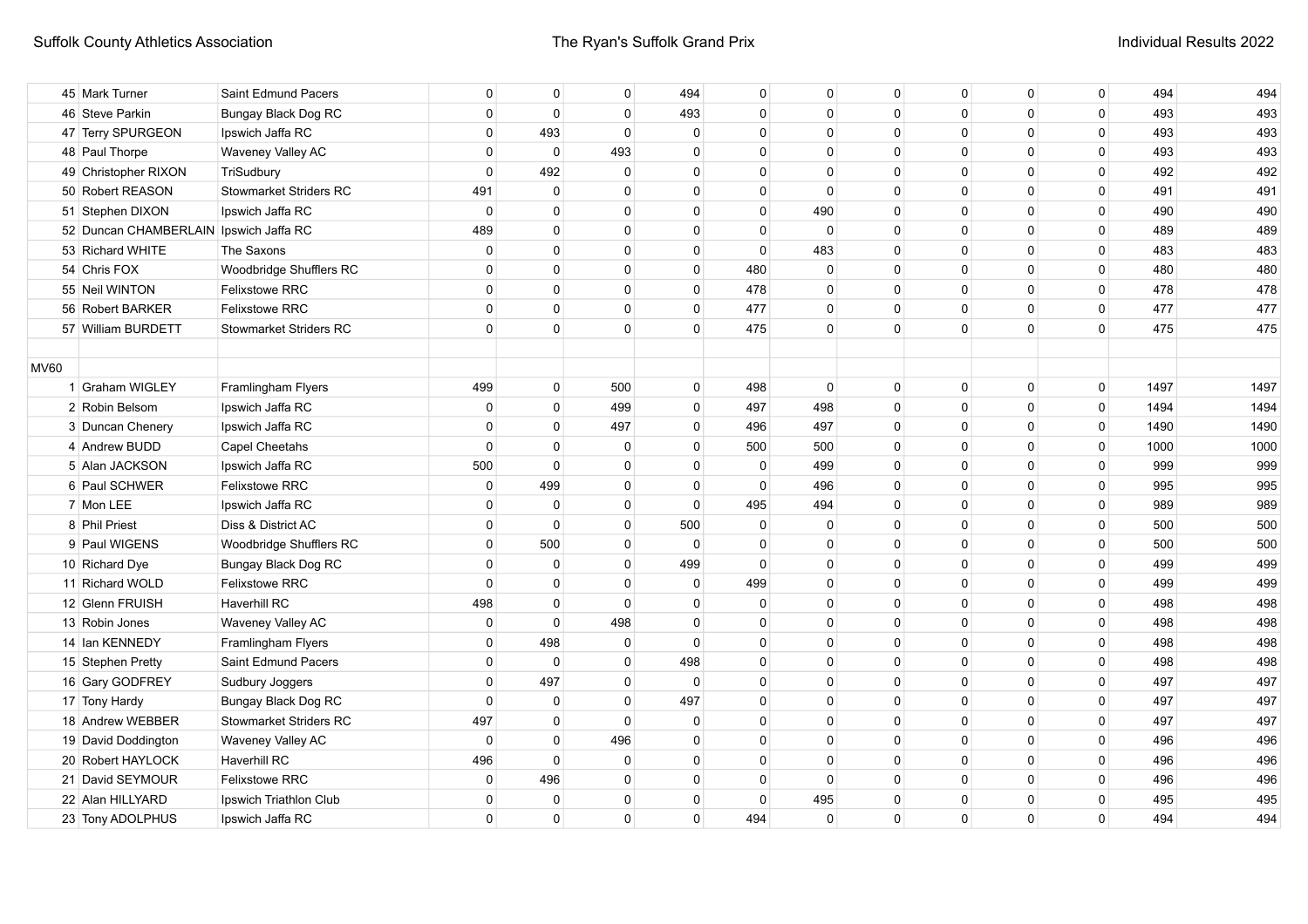| | | | | | | | | | | | | | |
|---|---|---|---|---|---|---|---|---|---|---|---|---|---|
| 45 | Mark Turner | Saint Edmund Pacers | 0 | 0 | 0 | 494 | 0 | 0 | 0 | 0 | 0 | 0 | 494 | 494 |
| 46 | Steve Parkin | Bungay Black Dog RC | 0 | 0 | 0 | 493 | 0 | 0 | 0 | 0 | 0 | 0 | 493 | 493 |
| 47 | Terry SPURGEON | Ipswich Jaffa RC | 0 | 493 | 0 | 0 | 0 | 0 | 0 | 0 | 0 | 0 | 493 | 493 |
| 48 | Paul Thorpe | Waveney Valley AC | 0 | 0 | 493 | 0 | 0 | 0 | 0 | 0 | 0 | 0 | 493 | 493 |
| 49 | Christopher RIXON | TriSudbury | 0 | 492 | 0 | 0 | 0 | 0 | 0 | 0 | 0 | 0 | 492 | 492 |
| 50 | Robert REASON | Stowmarket Striders RC | 491 | 0 | 0 | 0 | 0 | 0 | 0 | 0 | 0 | 0 | 491 | 491 |
| 51 | Stephen DIXON | Ipswich Jaffa RC | 0 | 0 | 0 | 0 | 0 | 490 | 0 | 0 | 0 | 0 | 490 | 490 |
| 52 | Duncan CHAMBERLAIN | Ipswich Jaffa RC | 489 | 0 | 0 | 0 | 0 | 0 | 0 | 0 | 0 | 0 | 489 | 489 |
| 53 | Richard WHITE | The Saxons | 0 | 0 | 0 | 0 | 0 | 483 | 0 | 0 | 0 | 0 | 483 | 483 |
| 54 | Chris FOX | Woodbridge Shufflers RC | 0 | 0 | 0 | 0 | 480 | 0 | 0 | 0 | 0 | 0 | 480 | 480 |
| 55 | Neil WINTON | Felixstowe RRC | 0 | 0 | 0 | 0 | 478 | 0 | 0 | 0 | 0 | 0 | 478 | 478 |
| 56 | Robert BARKER | Felixstowe RRC | 0 | 0 | 0 | 0 | 477 | 0 | 0 | 0 | 0 | 0 | 477 | 477 |
| 57 | William BURDETT | Stowmarket Striders RC | 0 | 0 | 0 | 0 | 475 | 0 | 0 | 0 | 0 | 0 | 475 | 475 |
| | | | | | | | | | | | | | | |
| MV60 | | | | | | | | | | | | | | |
| 1 | Graham WIGLEY | Framlingham Flyers | 499 | 0 | 500 | 0 | 498 | 0 | 0 | 0 | 0 | 0 | 1497 | 1497 |
| 2 | Robin Belsom | Ipswich Jaffa RC | 0 | 0 | 499 | 0 | 497 | 498 | 0 | 0 | 0 | 0 | 1494 | 1494 |
| 3 | Duncan Chenery | Ipswich Jaffa RC | 0 | 0 | 497 | 0 | 496 | 497 | 0 | 0 | 0 | 0 | 1490 | 1490 |
| 4 | Andrew BUDD | Capel Cheetahs | 0 | 0 | 0 | 0 | 500 | 500 | 0 | 0 | 0 | 0 | 1000 | 1000 |
| 5 | Alan JACKSON | Ipswich Jaffa RC | 500 | 0 | 0 | 0 | 0 | 499 | 0 | 0 | 0 | 0 | 999 | 999 |
| 6 | Paul SCHWER | Felixstowe RRC | 0 | 499 | 0 | 0 | 0 | 496 | 0 | 0 | 0 | 0 | 995 | 995 |
| 7 | Mon LEE | Ipswich Jaffa RC | 0 | 0 | 0 | 0 | 495 | 494 | 0 | 0 | 0 | 0 | 989 | 989 |
| 8 | Phil Priest | Diss & District AC | 0 | 0 | 0 | 500 | 0 | 0 | 0 | 0 | 0 | 0 | 500 | 500 |
| 9 | Paul WIGENS | Woodbridge Shufflers RC | 0 | 500 | 0 | 0 | 0 | 0 | 0 | 0 | 0 | 0 | 500 | 500 |
| 10 | Richard Dye | Bungay Black Dog RC | 0 | 0 | 0 | 499 | 0 | 0 | 0 | 0 | 0 | 0 | 499 | 499 |
| 11 | Richard WOLD | Felixstowe RRC | 0 | 0 | 0 | 0 | 499 | 0 | 0 | 0 | 0 | 0 | 499 | 499 |
| 12 | Glenn FRUISH | Haverhill RC | 498 | 0 | 0 | 0 | 0 | 0 | 0 | 0 | 0 | 0 | 498 | 498 |
| 13 | Robin Jones | Waveney Valley AC | 0 | 0 | 498 | 0 | 0 | 0 | 0 | 0 | 0 | 0 | 498 | 498 |
| 14 | Ian KENNEDY | Framlingham Flyers | 0 | 498 | 0 | 0 | 0 | 0 | 0 | 0 | 0 | 0 | 498 | 498 |
| 15 | Stephen Pretty | Saint Edmund Pacers | 0 | 0 | 0 | 498 | 0 | 0 | 0 | 0 | 0 | 0 | 498 | 498 |
| 16 | Gary GODFREY | Sudbury Joggers | 0 | 497 | 0 | 0 | 0 | 0 | 0 | 0 | 0 | 0 | 497 | 497 |
| 17 | Tony Hardy | Bungay Black Dog RC | 0 | 0 | 0 | 497 | 0 | 0 | 0 | 0 | 0 | 0 | 497 | 497 |
| 18 | Andrew WEBBER | Stowmarket Striders RC | 497 | 0 | 0 | 0 | 0 | 0 | 0 | 0 | 0 | 0 | 497 | 497 |
| 19 | David Doddington | Waveney Valley AC | 0 | 0 | 496 | 0 | 0 | 0 | 0 | 0 | 0 | 0 | 496 | 496 |
| 20 | Robert HAYLOCK | Haverhill RC | 496 | 0 | 0 | 0 | 0 | 0 | 0 | 0 | 0 | 0 | 496 | 496 |
| 21 | David SEYMOUR | Felixstowe RRC | 0 | 496 | 0 | 0 | 0 | 0 | 0 | 0 | 0 | 0 | 496 | 496 |
| 22 | Alan HILLYARD | Ipswich Triathlon Club | 0 | 0 | 0 | 0 | 0 | 495 | 0 | 0 | 0 | 0 | 495 | 495 |
| 23 | Tony ADOLPHUS | Ipswich Jaffa RC | 0 | 0 | 0 | 0 | 494 | 0 | 0 | 0 | 0 | 0 | 494 | 494 |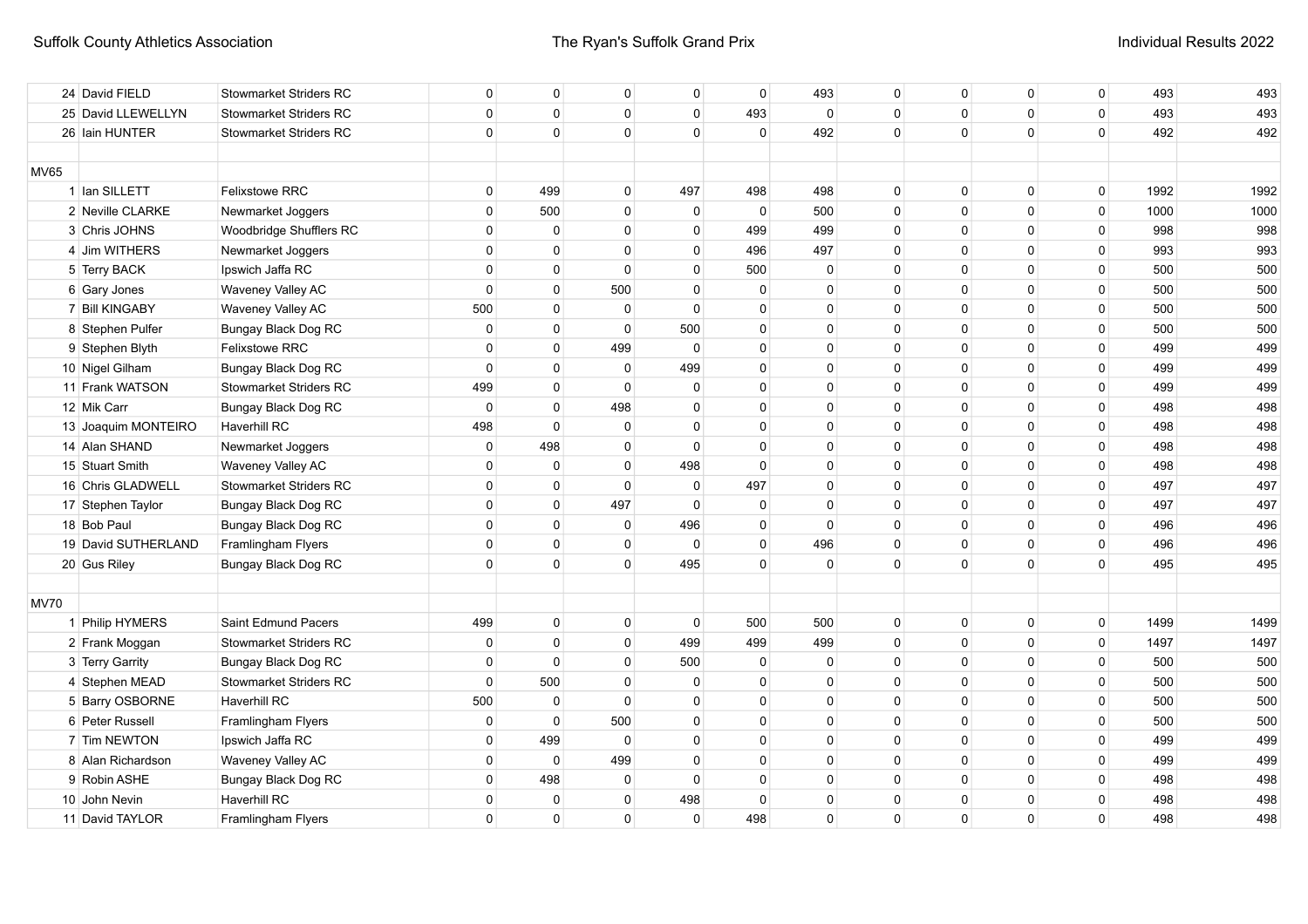| | | | | | | | | | | | | | |
|---|---|---|---|---|---|---|---|---|---|---|---|---|---|
| 24 | David FIELD | Stowmarket Striders RC | 0 | 0 | 0 | 0 | 0 | 493 | 0 | 0 | 0 | 0 | 493 | 493 |
| 25 | David LLEWELLYN | Stowmarket Striders RC | 0 | 0 | 0 | 0 | 493 | 0 | 0 | 0 | 0 | 0 | 493 | 493 |
| 26 | Iain HUNTER | Stowmarket Striders RC | 0 | 0 | 0 | 0 | 0 | 492 | 0 | 0 | 0 | 0 | 492 | 492 |
| | | | | | | | | | | | | | | |
| MV65 | | | | | | | | | | | | | | |
| 1 | Ian SILLETT | Felixstowe RRC | 0 | 499 | 0 | 497 | 498 | 498 | 0 | 0 | 0 | 0 | 1992 | 1992 |
| 2 | Neville CLARKE | Newmarket Joggers | 0 | 500 | 0 | 0 | 0 | 500 | 0 | 0 | 0 | 0 | 1000 | 1000 |
| 3 | Chris JOHNS | Woodbridge Shufflers RC | 0 | 0 | 0 | 0 | 499 | 499 | 0 | 0 | 0 | 0 | 998 | 998 |
| 4 | Jim WITHERS | Newmarket Joggers | 0 | 0 | 0 | 0 | 496 | 497 | 0 | 0 | 0 | 0 | 993 | 993 |
| 5 | Terry BACK | Ipswich Jaffa RC | 0 | 0 | 0 | 0 | 500 | 0 | 0 | 0 | 0 | 0 | 500 | 500 |
| 6 | Gary Jones | Waveney Valley AC | 0 | 0 | 500 | 0 | 0 | 0 | 0 | 0 | 0 | 0 | 500 | 500 |
| 7 | Bill KINGABY | Waveney Valley AC | 500 | 0 | 0 | 0 | 0 | 0 | 0 | 0 | 0 | 0 | 500 | 500 |
| 8 | Stephen Pulfer | Bungay Black Dog RC | 0 | 0 | 0 | 500 | 0 | 0 | 0 | 0 | 0 | 0 | 500 | 500 |
| 9 | Stephen Blyth | Felixstowe RRC | 0 | 0 | 499 | 0 | 0 | 0 | 0 | 0 | 0 | 0 | 499 | 499 |
| 10 | Nigel Gilham | Bungay Black Dog RC | 0 | 0 | 0 | 499 | 0 | 0 | 0 | 0 | 0 | 0 | 499 | 499 |
| 11 | Frank WATSON | Stowmarket Striders RC | 499 | 0 | 0 | 0 | 0 | 0 | 0 | 0 | 0 | 0 | 499 | 499 |
| 12 | Mik Carr | Bungay Black Dog RC | 0 | 0 | 498 | 0 | 0 | 0 | 0 | 0 | 0 | 0 | 498 | 498 |
| 13 | Joaquim MONTEIRO | Haverhill RC | 498 | 0 | 0 | 0 | 0 | 0 | 0 | 0 | 0 | 0 | 498 | 498 |
| 14 | Alan SHAND | Newmarket Joggers | 0 | 498 | 0 | 0 | 0 | 0 | 0 | 0 | 0 | 0 | 498 | 498 |
| 15 | Stuart Smith | Waveney Valley AC | 0 | 0 | 0 | 498 | 0 | 0 | 0 | 0 | 0 | 0 | 498 | 498 |
| 16 | Chris GLADWELL | Stowmarket Striders RC | 0 | 0 | 0 | 0 | 497 | 0 | 0 | 0 | 0 | 0 | 497 | 497 |
| 17 | Stephen Taylor | Bungay Black Dog RC | 0 | 0 | 497 | 0 | 0 | 0 | 0 | 0 | 0 | 0 | 497 | 497 |
| 18 | Bob Paul | Bungay Black Dog RC | 0 | 0 | 0 | 496 | 0 | 0 | 0 | 0 | 0 | 0 | 496 | 496 |
| 19 | David SUTHERLAND | Framlingham Flyers | 0 | 0 | 0 | 0 | 0 | 496 | 0 | 0 | 0 | 0 | 496 | 496 |
| 20 | Gus Riley | Bungay Black Dog RC | 0 | 0 | 0 | 495 | 0 | 0 | 0 | 0 | 0 | 0 | 495 | 495 |
| | | | | | | | | | | | | | | |
| MV70 | | | | | | | | | | | | | | |
| 1 | Philip HYMERS | Saint Edmund Pacers | 499 | 0 | 0 | 0 | 500 | 500 | 0 | 0 | 0 | 0 | 1499 | 1499 |
| 2 | Frank Moggan | Stowmarket Striders RC | 0 | 0 | 0 | 499 | 499 | 499 | 0 | 0 | 0 | 0 | 1497 | 1497 |
| 3 | Terry Garrity | Bungay Black Dog RC | 0 | 0 | 0 | 500 | 0 | 0 | 0 | 0 | 0 | 0 | 500 | 500 |
| 4 | Stephen MEAD | Stowmarket Striders RC | 0 | 500 | 0 | 0 | 0 | 0 | 0 | 0 | 0 | 0 | 500 | 500 |
| 5 | Barry OSBORNE | Haverhill RC | 500 | 0 | 0 | 0 | 0 | 0 | 0 | 0 | 0 | 0 | 500 | 500 |
| 6 | Peter Russell | Framlingham Flyers | 0 | 0 | 500 | 0 | 0 | 0 | 0 | 0 | 0 | 0 | 500 | 500 |
| 7 | Tim NEWTON | Ipswich Jaffa RC | 0 | 499 | 0 | 0 | 0 | 0 | 0 | 0 | 0 | 0 | 499 | 499 |
| 8 | Alan Richardson | Waveney Valley AC | 0 | 0 | 499 | 0 | 0 | 0 | 0 | 0 | 0 | 0 | 499 | 499 |
| 9 | Robin ASHE | Bungay Black Dog RC | 0 | 498 | 0 | 0 | 0 | 0 | 0 | 0 | 0 | 0 | 498 | 498 |
| 10 | John Nevin | Haverhill RC | 0 | 0 | 0 | 498 | 0 | 0 | 0 | 0 | 0 | 0 | 498 | 498 |
| 11 | David TAYLOR | Framlingham Flyers | 0 | 0 | 0 | 0 | 498 | 0 | 0 | 0 | 0 | 0 | 498 | 498 |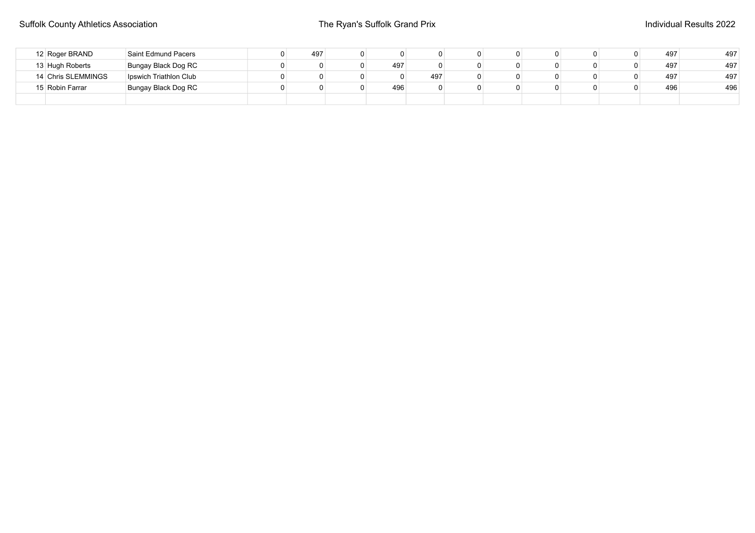| | | | | | | | | | | | | | |
|---|---|---|---|---|---|---|---|---|---|---|---|---|---|
| 12 | Roger BRAND | Saint Edmund Pacers | 0 | 497 | 0 | 0 | 0 | 0 | 0 | 0 | 0 | 0 | 497 | 497 |
| 13 | Hugh Roberts | Bungay Black Dog RC | 0 | 0 | 0 | 497 | 0 | 0 | 0 | 0 | 0 | 0 | 497 | 497 |
| 14 | Chris SLEMMINGS | Ipswich Triathlon Club | 0 | 0 | 0 | 0 | 497 | 0 | 0 | 0 | 0 | 0 | 497 | 497 |
| 15 | Robin Farrar | Bungay Black Dog RC | 0 | 0 | 0 | 496 | 0 | 0 | 0 | 0 | 0 | 0 | 496 | 496 |
| | | | | | | | | | | | | | |